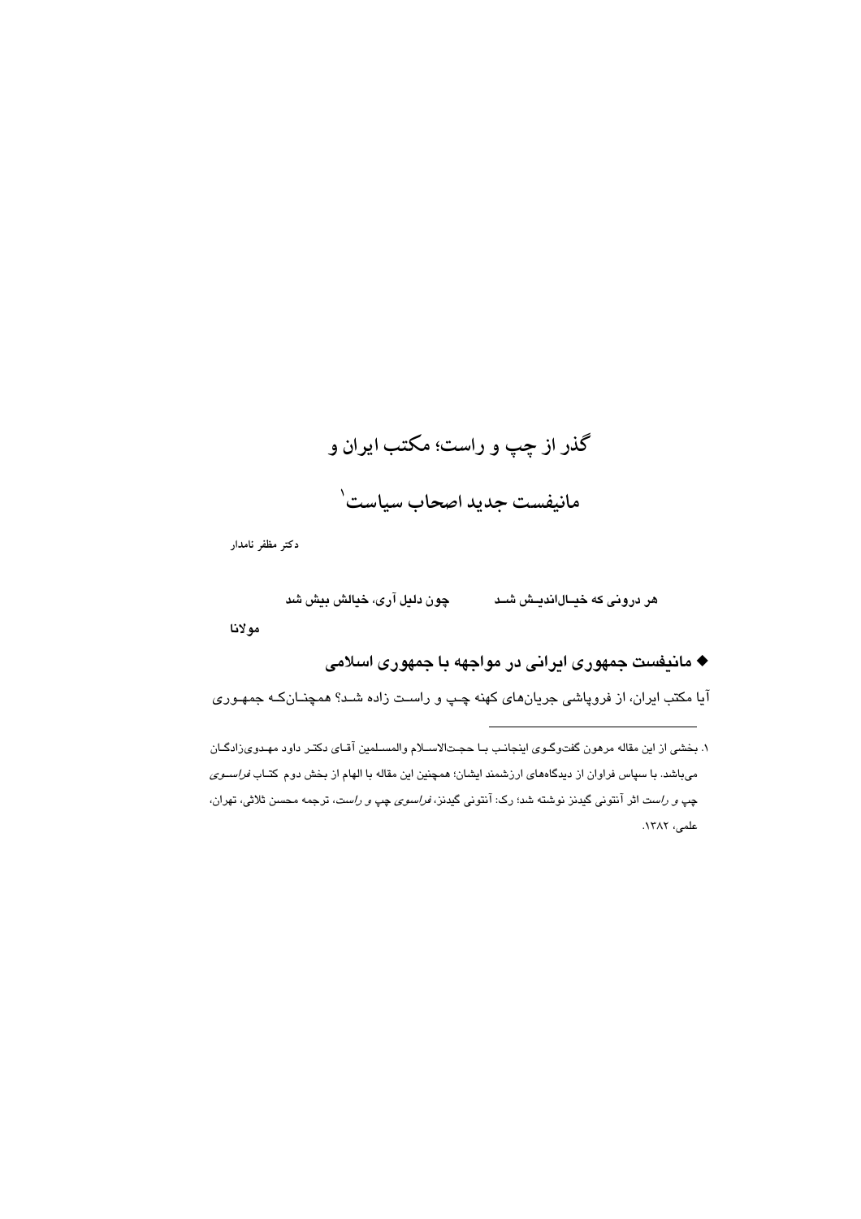# گذر از چپ و راست؛ مکتب ایران و مانیفست جدید اصحاب سیاست[1]

دکتر مظفر نامدار

هر درونی که خیال‌اندیش شد　　　چون دلیل آری، خیالش بیش شد

مولانا

## ◆ مانیفست جمهوری ایرانی در مواجهه با جمهوری اسلامی

آیا مکتب ایران، از فروپاشی جریان‌های کهنه چپ و راست زاده شد؟ همچنان‌که جمهوری

---

۱. بخشی از این مقاله مرهون گفت‌وگوی اینجانب با حجت‌الاسلام والمسلمین آقای دکتر داود مهدوی‌زادگان می‌باشد. با سپاس فراوان از دیدگاه‌های ارزشمند ایشان؛ همچنین این مقاله با الهام از بخش دوم کتاب *فراسوی چپ و راست* اثر آنتونی گیدنز نوشته شد؛ رک: آنتونی گیدنز، *فراسوی چپ و راست*، ترجمه محسن ثلاثی، تهران، علمی، ۱۳۸۲.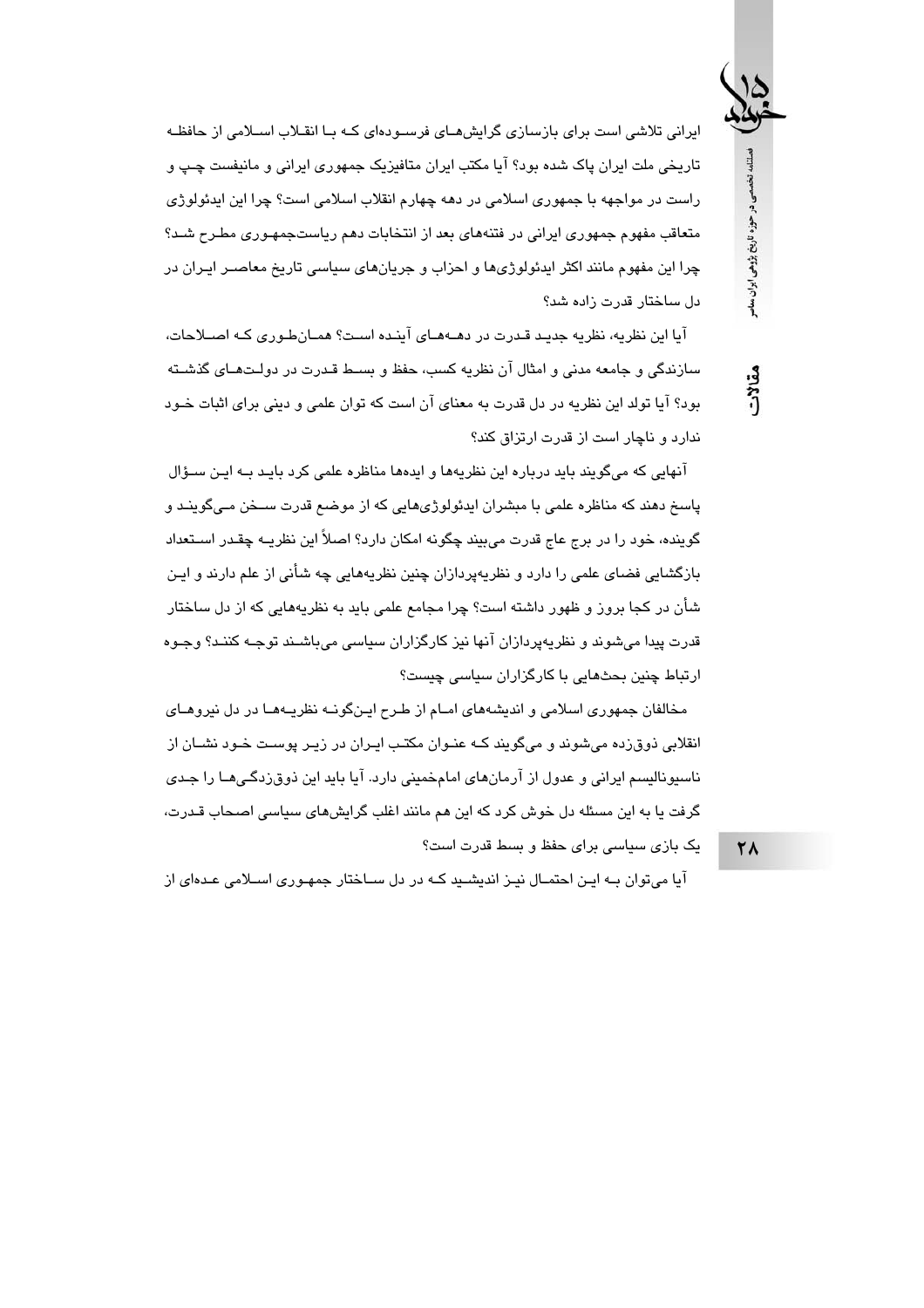ایرانی تلاشی است برای بازسازی گرایش‌های فرسوده‌ای که با انقلاب اسلامی از حافظه تاریخی ملت ایران پاک شده بود؟ آیا مکتب ایران متافیزیک جمهوری ایرانی و مانیفست چپ و راست در مواجهه با جمهوری اسلامی در دهه چهارم انقلاب اسلامی است؟ چرا این ایدئولوژی متعاقب مفهوم جمهوری ایرانی در فتنه‌های بعد از انتخابات دهم ریاست‌جمهوری مطرح شد؟ چرا این مفهوم مانند اکثر ایدئولوژی‌ها و احزاب و جریان‌های سیاسی تاریخ معاصر ایران در دل ساختار قدرت زاده شد؟

آیا این نظریه، نظریه جدید قدرت در دهه‌های آینده است؟ همان‌طوری که اصلاحات، سازندگی و جامعه مدنی و امثال آن نظریه کسب، حفظ و بسط قدرت در دولت‌های گذشته بود؟ آیا تولد این نظریه در دل قدرت به معنای آن است که توان علمی و دینی برای اثبات خود ندارد و ناچار است از قدرت ارتزاق کند؟

آنهایی که می‌گویند باید درباره این نظریه‌ها و ایده‌ها مناظره علمی کرد باید به این سؤال پاسخ دهند که مناظره علمی با مبشران ایدئولوژی‌هایی که از موضع قدرت سخن می‌گویند و گوینده، خود را در برج عاج قدرت می‌بیند چگونه امکان دارد؟ اصلاً این نظریه چقدر استعداد بازگشایی فضای علمی را دارد و نظریه‌پردازان چنین نظریه‌هایی چه شأنی از علم دارند و این شأن در کجا بروز و ظهور داشته است؟ چرا مجامع علمی باید به نظریه‌هایی که از دل ساختار قدرت پیدا می‌شوند و نظریه‌پردازان آنها نیز کارگزاران سیاسی می‌باشند توجه کنند؟ وجوه ارتباط چنین بحث‌هایی با کارگزاران سیاسی چیست؟

مخالفان جمهوری اسلامی و اندیشه‌های امام از طرح این‌گونه نظریه‌ها در دل نیروهای انقلابی ذوق‌زده می‌شوند و می‌گویند که عنوان مکتب ایران در زیر پوست خود نشان از ناسیونالیسم ایرانی و عدول از آرمان‌های امام‌خمینی دارد. آیا باید این ذوق‌زدگی‌ها را جدی گرفت یا به این مسئله دل خوش کرد که این هم مانند اغلب گرایش‌های سیاسی اصحاب قدرت، یک بازی سیاسی برای حفظ و بسط قدرت است؟

آیا می‌توان به این احتمال نیز اندیشید که در دل ساختار جمهوری اسلامی عده‌ای از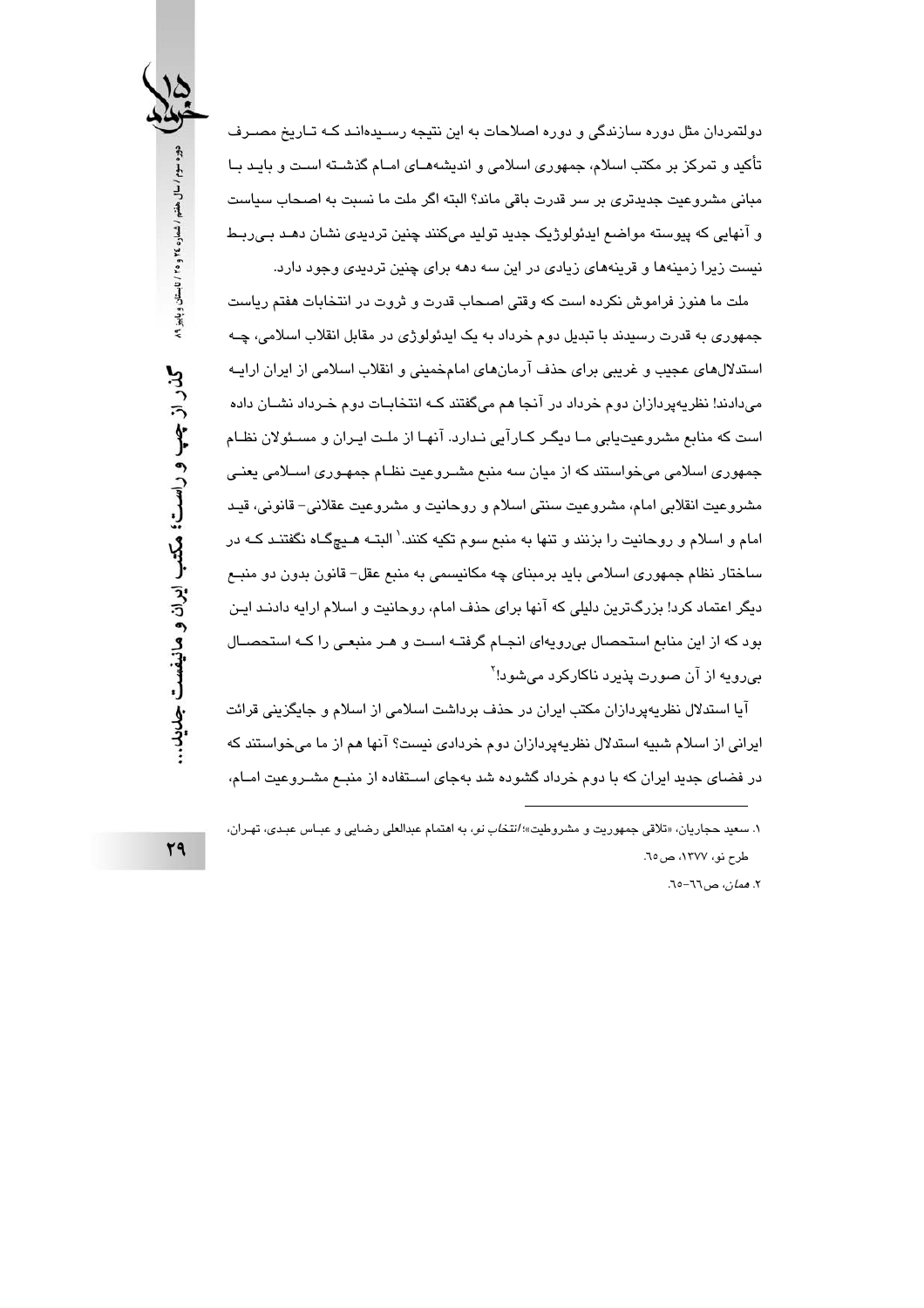دولتمردان مثل دوره سازندگی و دوره اصلاحات به این نتیجه رسیده‌اند که تاریخ مصرف تأکید و تمرکز بر مکتب اسلام، جمهوری اسلامی و اندیشه‌های امام گذشته است و باید با مبانی مشروعیت جدیدتری بر سر قدرت باقی ماند؟ البته اگر ملت ما نسبت به اصحاب سیاست و آنهایی که پیوسته مواضع ایدئولوژیک جدید تولید می‌کنند چنین تردیدی نشان دهد بی‌ربط نیست زیرا زمینه‌ها و قرینه‌های زیادی در این سه دهه برای چنین تردیدی وجود دارد.

ملت ما هنوز فراموش نکرده است که وقتی اصحاب قدرت و ثروت در انتخابات هفتم ریاست جمهوری به قدرت رسیدند با تبدیل دوم خرداد به یک ایدئولوژی در مقابل انقلاب اسلامی، چه استدلال‌های عجیب و غریبی برای حذف آرمان‌های امام‌خمینی و انقلاب اسلامی از ایران ارایه می‌دادند! نظریه‌پردازان دوم خرداد در آنجا هم می‌گفتند که انتخابات دوم خرداد نشان داده است که منابع مشروعیت‌یابی ما دیگر کارآیی ندارد. آنها از ملت ایران و مسئولان نظام جمهوری اسلامی می‌خواستند که از میان سه منبع مشروعیت نظام جمهوری اسلامی یعنی مشروعیت انقلابی امام، مشروعیت سنتی اسلام و روحانیت و مشروعیت عقلانی- قانونی، قید امام و اسلام و روحانیت را بزنند و تنها به منبع سوم تکیه کنند.[1] البته هیچگاه نگفتند که در ساختار نظام جمهوری اسلامی باید برمبنای چه مکانیسمی به منبع عقل- قانون بدون دو منبع دیگر اعتماد کرد! بزرگ‌ترین دلیلی که آنها برای حذف امام، روحانیت و اسلام ارایه دادند این بود که از این منابع استحصال بی‌رویه‌ای انجام گرفته است و هر منبعی را که استحصال بی‌رویه از آن صورت پذیرد ناکارکرد می‌شود![2]

آیا استدلال نظریه‌پردازان مکتب ایران در حذف برداشت اسلامی از اسلام و جایگزینی قرائت ایرانی از اسلام شبیه استدلال نظریه‌پردازان دوم خردادی نیست؟ آنها هم از ما می‌خواستند که در فضای جدید ایران که با دوم خرداد گشوده شد به‌جای استفاده از منبع مشروعیت امام،

---

۱. سعید حجاریان، «تلاقی جمهوریت و مشروطیت»؛ *انتخاب نو*، به اهتمام عبدالعلی رضایی و عباس عبدی، تهران، طرح نو، ۱۳۷۷، ص٦٥.

۲. *همان*، ص٦٦-٦٥.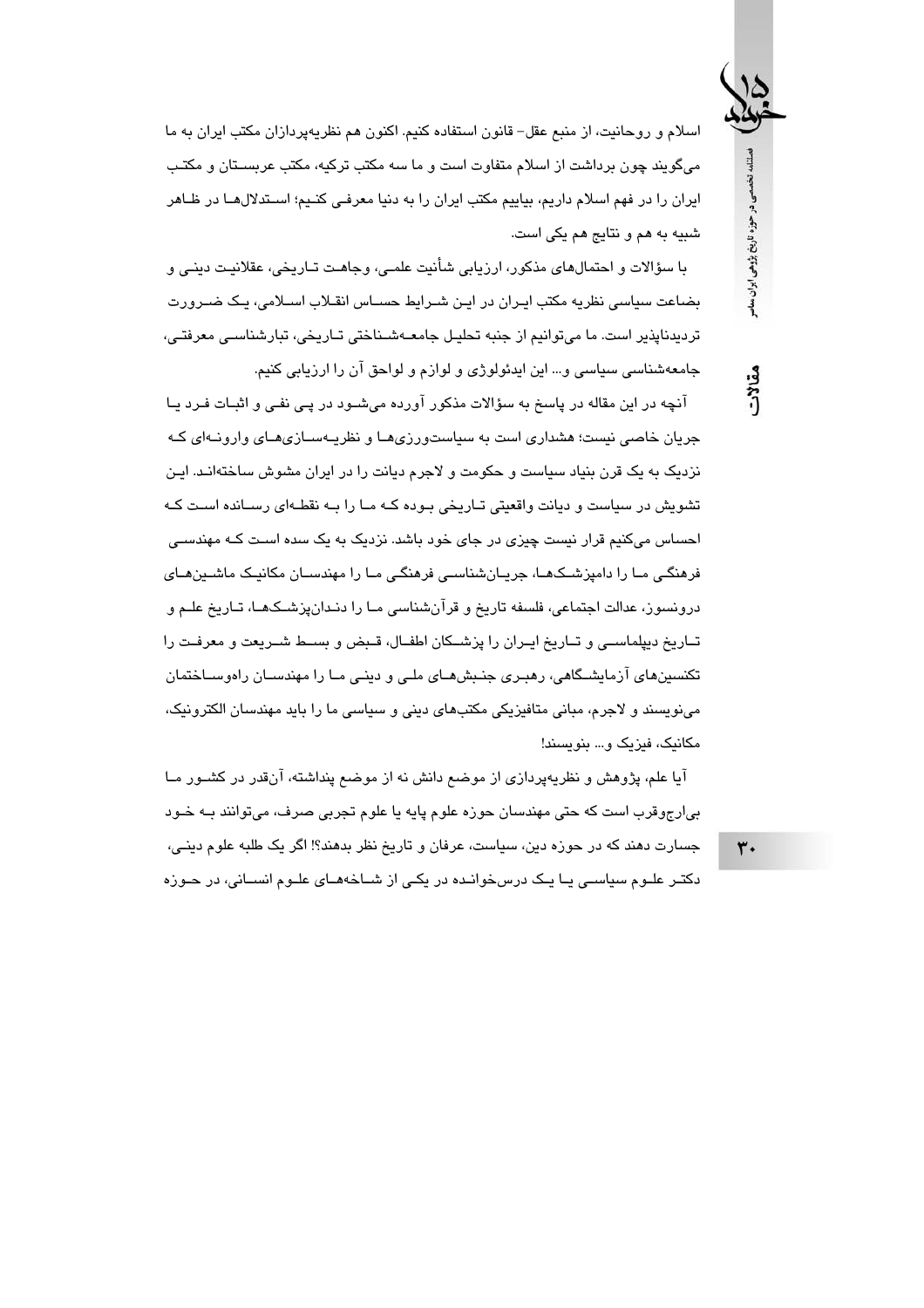اسلام و روحانیت، از منبع عقل- قانون استفاده کنیم. اکنون هم نظریه‌پردازان مکتب ایران به ما می‌گویند چون برداشت از اسلام متفاوت است و ما سه مکتب ترکیه، مکتب عربستان و مکتب ایران را در فهم اسلام داریم، بیاییم مکتب ایران را به دنیا معرفی کنیم؛ استدلال‌ها در ظاهر شبیه به هم و نتایج هم یکی است.

با سؤالات و احتمال‌های مذکور، ارزیابی شأنیت علمی، وجاهت تاریخی، عقلانیت دینی و بضاعت سیاسی نظریه مکتب ایران در این شرایط حساس انقلاب اسلامی، یک ضرورت تردیدناپذیر است. ما می‌توانیم از جنبه تحلیل جامعه‌شناختی تاریخی، تبارشناسی معرفتی، جامعه‌شناسی سیاسی و... این ایدئولوژی و لوازم و لواحق آن را ارزیابی کنیم.

آنچه در این مقاله در پاسخ به سؤالات مذکور آورده می‌شود در پی نفی و اثبات فرد یا جریان خاصی نیست؛ هشداری است به سیاست‌ورزی‌ها و نظریه‌سازی‌های وارونه‌ای که نزدیک به یک قرن بنیاد سیاست و حکومت و لاجرم دیانت را در ایران مشوش ساخته‌اند. این تشویش در سیاست و دیانت واقعیتی تاریخی بوده که ما را به نقطه‌ای رسانده است که احساس می‌کنیم قرار نیست چیزی در جای خود باشد. نزدیک به یک سده است که مهندسی فرهنگی ما را دامپزشک‌ها، جریان‌شناسی فرهنگی ما را مهندسان مکانیک ماشین‌های درونسوز، عدالت اجتماعی، فلسفه تاریخ و قرآن‌شناسی ما را دندان‌پزشک‌ها، تاریخ علم و تاریخ دیپلماسی و تاریخ ایران را پزشکان اطفال، قبض و بسط شریعت و معرفت را تکنسین‌های آزمایشگاهی، رهبری جنبش‌های ملی و دینی ما را مهندسان راه‌وساختمان می‌نویسند و لاجرم، مبانی متافیزیکی مکتب‌های دینی و سیاسی ما را باید مهندسان الکترونیک، مکانیک، فیزیک و... بنویسند!

آیا علم، پژوهش و نظریه‌پردازی از موضع دانش نه از موضع پنداشته، آن‌قدر در کشور ما بی‌ارج‌وقرب است که حتی مهندسان حوزه علوم پایه یا علوم تجربی صرف، می‌توانند به خود جسارت دهند که در حوزه دین، سیاست، عرفان و تاریخ نظر بدهند؟! اگر یک طلبه علوم دینی، دکتر علوم سیاسی یا یک درس‌خوانده در یکی از شاخه‌های علوم انسانی، در حوزه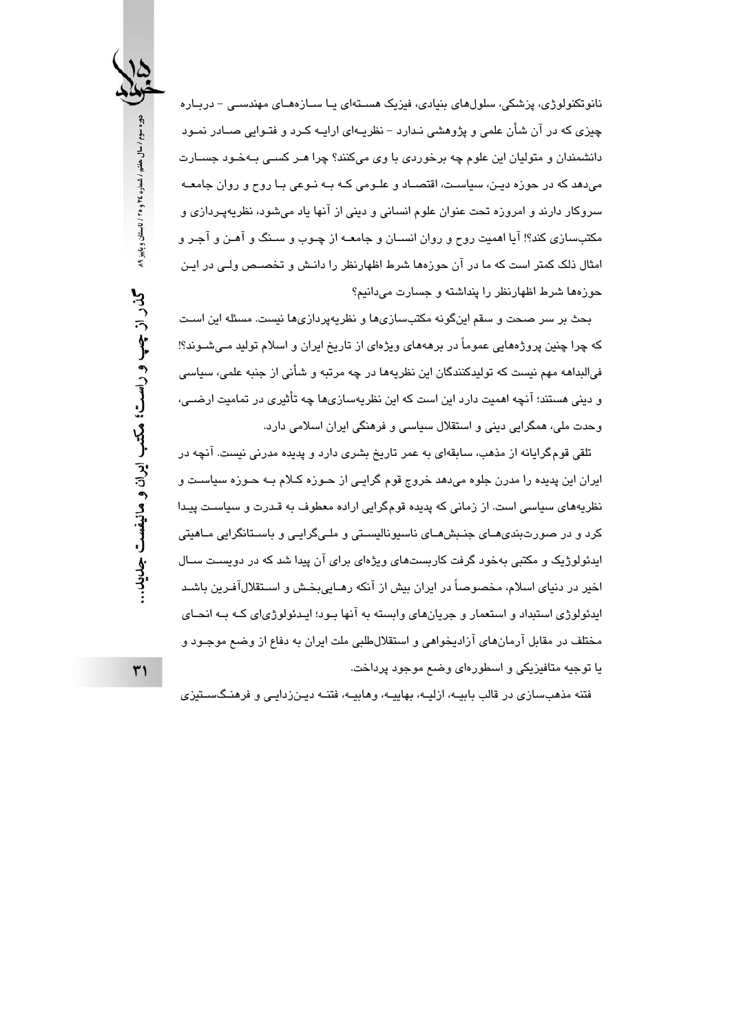نانوتکنولوژی، پزشکی، سلول‌های بنیادی، فیزیک هسته‌ای یا سازه‌های مهندسی - درباره چیزی که در آن شأن علمی و پژوهشی ندارد - نظریه‌ای ارایه کرد و فتوایی صادر نمود دانشمندان و متولیان این علوم چه برخوردی با وی می‌کنند؟ چرا هر کسی به‌خود جسارت می‌دهد که در حوزه دین، سیاست، اقتصاد و علومی که به نوعی با روح و روان جامعه سروکار دارند و امروزه تحت عنوان علوم انسانی و دینی از آنها یاد می‌شود، نظریه‌پردازی و مکتب‌سازی کند؟! آیا اهمیت روح و روان انسان و جامعه از چوب و سنگ و آهن و آجر و امثال ذلک کمتر است که ما در آن حوزه‌ها شرط اظهارنظر را دانش و تخصص ولی در این حوزه‌ها شرط اظهارنظر را پنداشته و جسارت می‌دانیم؟

بحث بر سر صحت و سقم این‌گونه مکتب‌سازی‌ها و نظریه‌پردازی‌ها نیست. مسئله این است که چرا چنین پروژه‌هایی عموماً در برهه‌های ویژه‌ای از تاریخ ایران و اسلام تولید می‌شوند؟! فی‌البداهه مهم نیست که تولیدکنندگان این نظریه‌ها در چه مرتبه و شأنی از جنبه علمی، سیاسی و دینی هستند؛ آنچه اهمیت دارد این است که این نظریه‌سازی‌ها چه تأثیری در تمامیت ارضی، وحدت ملی، همگرایی دینی و استقلال سیاسی و فرهنگی ایران اسلامی دارد.

تلقی قوم‌گرایانه از مذهب، سابقه‌ای به عمر تاریخ بشری دارد و پدیده مدرنی نیست. آنچه در ایران این پدیده را مدرن جلوه می‌دهد خروج قوم گرایی از حوزه کلام به حوزه سیاست و نظریه‌های سیاسی است. از زمانی که پدیده قوم‌گرایی اراده معطوف به قدرت و سیاست پیدا کرد و در صورت‌بندی‌های جنبش‌های ناسیونالیستی و ملی‌گرایی و باستانگرایی ماهیتی ایدئولوژیک و مکتبی به‌خود گرفت کاربست‌های ویژه‌ای برای آن پیدا شد که در دویست سال اخیر در دنیای اسلام، مخصوصاً در ایران بیش از آنکه رهایی‌بخش و استقلال‌آفرین باشد ایدئولوژی استبداد و استعمار و جریان‌های وابسته به آنها بود؛ ایدئولوژی‌ای که به انحای مختلف در مقابل آرمان‌های آزادیخواهی و استقلال‌طلبی ملت ایران به دفاع از وضع موجود و یا توجیه متافیزیکی و اسطوره‌ای وضع موجود پرداخت.

فتنه مذهب‌سازی در قالب بابیه، ازلیه، بهاییه، وهابیه، فتنه دین‌زدایی و فرهنگ‌ستیزی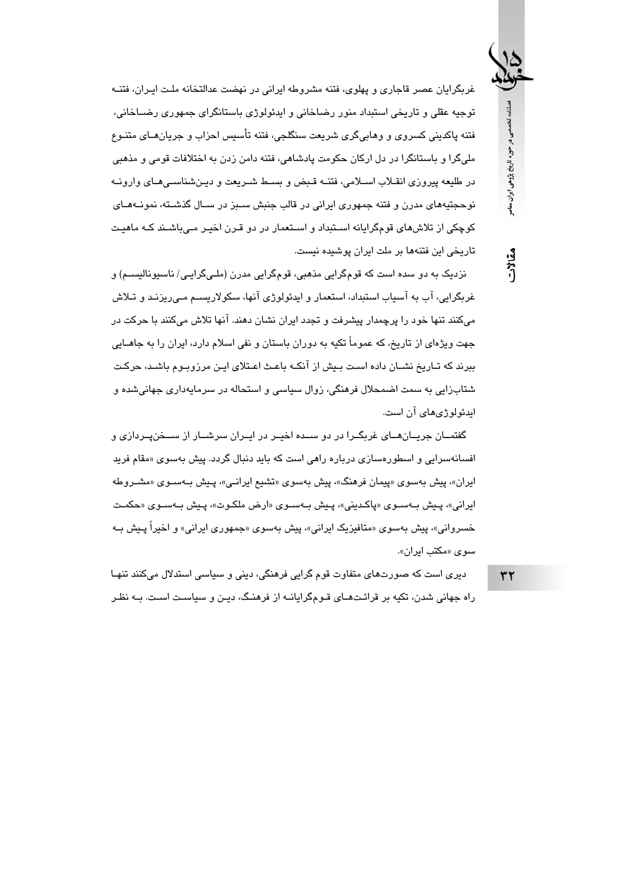غربگرایان عصر قاجاری و پهلوی، فتنه مشروطه ایرانی در نهضت عدالتخانه ملت ایران، فتنه توجیه عقلی و تاریخی استبداد منور رضاخانی و ایدئولوژی باستانگرای جمهوری رضاخانی، فتنه پاکدینی کسروی و وهابی‌گری شریعت سنگلجی، فتنه تأسیس احزاب و جریان‌های متنوع ملی‌گرا و باستانگرا در دل ارکان حکومت پادشاهی، فتنه دامن زدن به اختلافات قومی و مذهبی در طلیعه پیروزی انقلاب اسلامی، فتنه قبض و بسط شریعت و دین‌شناسی‌های وارونه نوحجتیه‌های مدرن و فتنه جمهوری ایرانی در قالب جنبش سبز در سال گذشته، نمونه‌های کوچکی از تلاش‌های قوم‌گرایانه استبداد و استعمار در دو قرن اخیر می‌باشند که ماهیت تاریخی این فتنه‌ها بر ملت ایران پوشیده نیست.

نزدیک به دو سده است که قوم‌گرایی مذهبی، قوم‌گرایی مدرن (ملی‌گرایی/ ناسیونالیسم) و غربگرایی، آب به آسیاب استبداد، استعمار و ایدئولوژی آنها، سکولاریسم می‌ریزند و تلاش می‌کنند تنها خود را پرچمدار پیشرفت و تجدد ایران نشان دهند. آنها تلاش می‌کنند با حرکت در جهت ویژه‌ای از تاریخ، که عموماً تکیه به دوران باستان و نفی اسلام دارد، ایران را به جاهایی ببرند که تاریخ نشان داده است بیش از آنکه باعث اعتلای این مرزوبوم باشد، حرکت شتاب‌زایی به سمت اضمحلال فرهنگی، زوال سیاسی و استحاله در سرمایه‌داری جهانی‌شده و ایدئولوژی‌های آن است.

گفتمان جریان‌های غربگرا در دو سده اخیر در ایران سرشار از سخن‌پردازی و افسانه‌سرایی و اسطوره‌سازی درباره راهی است که باید دنبال گردد. پیش به‌سوی «مقام فرید ایران»، پیش به‌سوی «پیمان فرهنگ»، پیش به‌سوی «تشیع ایرانی»، پیش به‌سوی «مشروطه ایرانی»، پیش به‌سوی «پاکدینی»، پیش به‌سوی «ارض ملکوت»، پیش به‌سوی «حکمت خسروانی»، پیش به‌سوی «متافیزیک ایرانی»، پیش به‌سوی «جمهوری ایرانی» و اخیراً پیش به سوی «مکتب ایران».

دیری است که صورت‌های متفاوت قوم گرایی فرهنگی، دینی و سیاسی استدلال می‌کنند تنها راه جهانی شدن، تکیه بر قرائت‌های قوم‌گرایانه از فرهنگ، دین و سیاست است. به نظر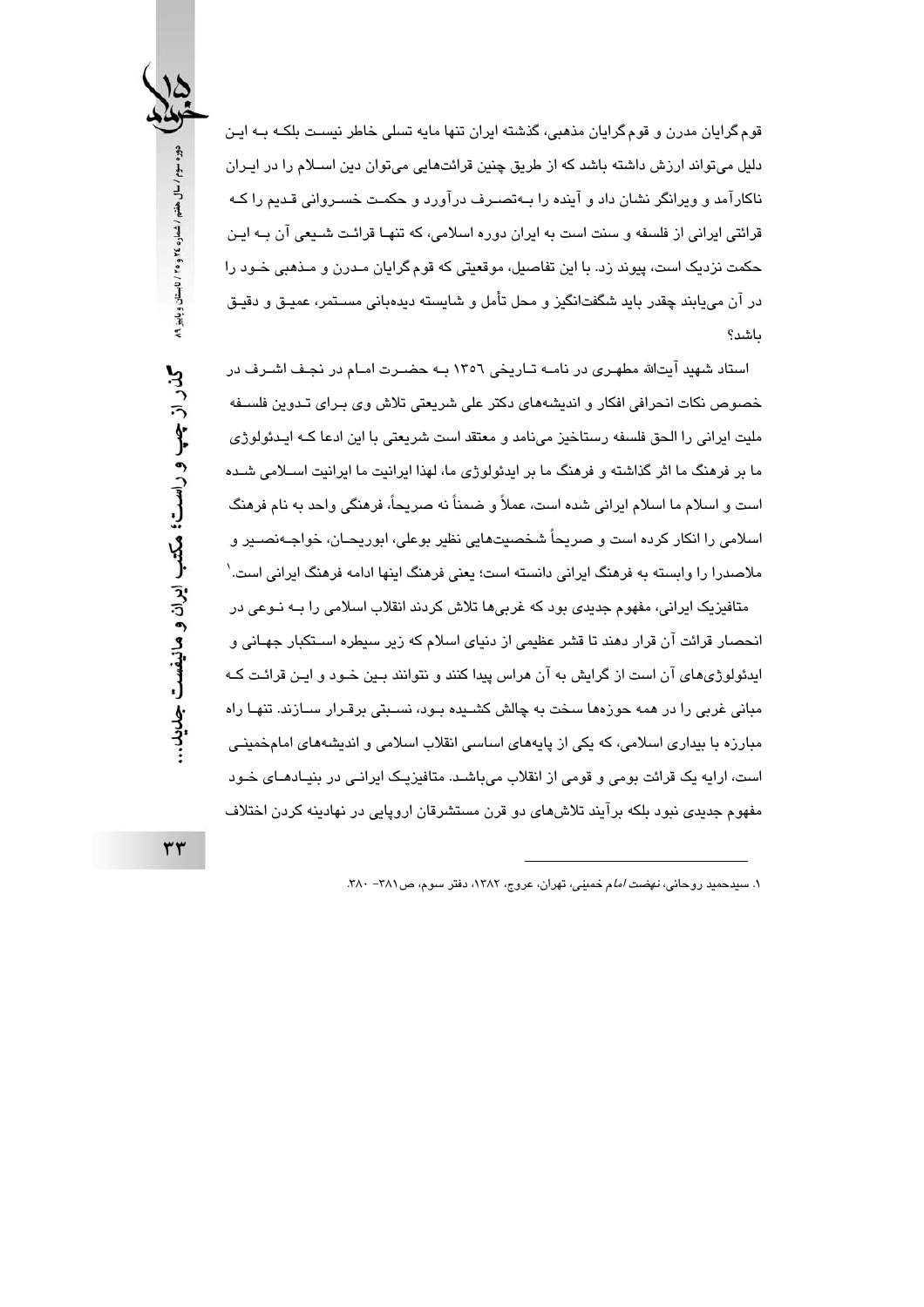قوم‌گرایان مدرن و قوم‌گرایان مذهبی، گذشته ایران تنها مایه تسلی خاطر نیست بلکه به این دلیل می‌تواند ارزش داشته باشد که از طریق چنین قرائت‌هایی می‌توان دین اسلام را در ایران ناکارآمد و ویرانگر نشان داد و آینده را به‌تصرف درآورد و حکمت خسروانی قدیم را که قرائتی ایرانی از فلسفه و سنت است به ایران دوره اسلامی، که تنها قرائت شیعی آن به این حکمت نزدیک است، پیوند زد. با این تفاصیل، موقعیتی که قوم‌گرایان مدرن و مذهبی خود را در آن می‌یابند چقدر باید شگفت‌انگیز و محل تأمل و شایسته دیده‌بانی مستمر، عمیق و دقیق باشد؟

استاد شهید آیت‌الله مطهری در نامه تاریخی ١٣٥٦ به حضرت امام در نجف اشرف در خصوص نکات انحرافی افکار و اندیشه‌های دکتر علی شریعتی تلاش وی برای تدوین فلسفه ملیت ایرانی را الحق فلسفه رستاخیز می‌نامد و معتقد است شریعتی با این ادعا که ایدئولوژی ما بر فرهنگ ما اثر گذاشته و فرهنگ ما بر ایدئولوژی ما، لهذا ایرانیت ما ایرانیت اسلامی شده است و اسلام ما اسلام ایرانی شده است، عملاً و ضمناً نه صریحاً، فرهنگی واحد به نام فرهنگ اسلامی را انکار کرده است و صریحاً شخصیت‌هایی نظیر بوعلی، ابوریحان، خواجه‌نصیر و ملاصدرا را وابسته به فرهنگ ایرانی دانسته است؛ یعنی فرهنگ اینها ادامه فرهنگ ایرانی است.[1]

متافیزیک ایرانی، مفهوم جدیدی بود که غربی‌ها تلاش کردند انقلاب اسلامی را به نوعی در انحصار قرائت آن قرار دهند تا قشر عظیمی از دنیای اسلام که زیر سیطره استکبار جهانی و ایدئولوژی‌های آن است از گرایش به آن هراس پیدا کنند و نتوانند بین خود و این قرائت که مبانی غربی را در همه حوزه‌ها سخت به چالش کشیده بود، نسبتی برقرار سازند. تنها راه مبارزه با بیداری اسلامی، که یکی از پایه‌های اساسی انقلاب اسلامی و اندیشه‌های امام‌خمینی است، ارایه یک قرائت بومی و قومی از انقلاب می‌باشد. متافیزیک ایرانی در بنیادهای خود مفهوم جدیدی نبود بلکه برآیند تلاش‌های دو قرن مستشرقان اروپایی در نهادینه کردن اختلاف

---

١. سیدحمید روحانی، *نهضت امام خمینی*، تهران، عروج، ١٣٨٢، دفتر سوم، ص٣٨١- ٣٨٠.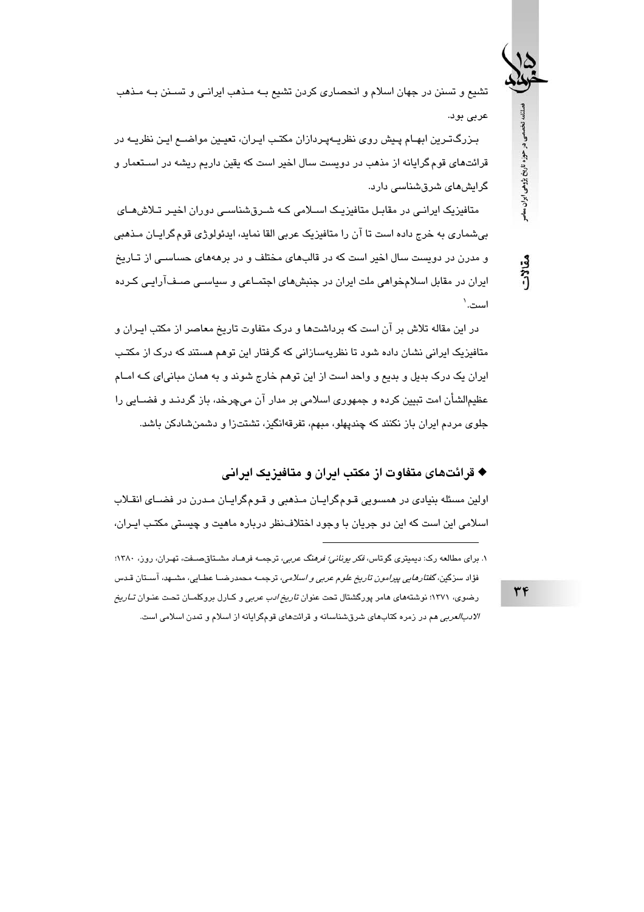تشیع و تسنن در جهان اسلام و انحصاری کردن تشیع بـه مـذهب ایرانـی و تسـنن بـه مـذهب عربی بود.

بـزرگ‌تـرین ابهـام پـیش روی نظریـه‌پـردازان مکتـب ایـران، تعیـین مواضـع ایـن نظریـه در قرائت‌های قوم‌گرایانه از مذهب در دویست سال اخیر است که یقین داریم ریشه در اسـتعمار و گرایش‌های شرق‌شناسی دارد.

متافیزیک ایرانـی در مقابـل متافیزیـک اسـلامی کـه شـرق‌شناسـی دوران اخیـر تـلاش‌هـای بی‌شماری به خرج داده است تا آن را متافیزیک عربی القا نماید، ایدئولوژی قوم‌گرایـان مـذهبی و مدرن در دویست سال اخیر است که در قالب‌های مختلف و در برهه‌های حساسـی از تـاریخ ایران در مقابل اسلام‌خواهی ملت ایران در جنبش‌های اجتمـاعی و سیاسـی صـف‌آرایـی کـرده است.[1]

در این مقاله تلاش بر آن است که برداشت‌ها و درک متفاوت تاریخ معاصر از مکتب ایـران و متافیزیک ایرانی نشان داده شود تا نظریه‌سازانی که گرفتار این توهم هستند که درک از مکتـب ایران یک درک بدیل و بدیع و واحد است از این توهم خارج شوند و به همان مبانی‌ای کـه امـام عظیم‌الشأن امت تبیین کرده و جمهوری اسلامی بر مدار آن می‌چرخد، باز گردنـد و فضـایی را جلوی مردم ایران باز نکنند که چندپهلو، مبهم، تفرقه‌انگیز، تشتت‌زا و دشمن‌شادکن باشد.

### ◆ قرائت‌های متفاوت از مکتب ایران و متافیزیک ایرانی

اولین مسئله بنیادی در همسویی قـوم‌گرایـان مـذهبی و قـوم‌گرایـان مـدرن در فضـای انقـلاب اسلامی این است که این دو جریان با وجود اختلاف‌نظر درباره ماهیت و چیستی مکتـب ایـران،

---

۱. برای مطالعه رک: دیمیتری گوتاس، *فکر یونانی؛ فرهنگ عربی*، ترجمـه فرهـاد مشـتاق‌صـفت، تهـران، روز، ۱۳۸۰؛ فؤاد سزگین، *گفتارهایی پیرامون تاریخ علوم عربی و اسلامی*، ترجمـه محمدرضـا عطـایی، مشـهد، آسـتان قـدس رضوی، ۱۳۷۱؛ نوشته‌های هامر پورگشتال تحت عنوان *تاریخ ادب عربی* و کـارل بروکلمـان تحـت عنـوان *تـاریخ الادب‌العربی* هم در زمره کتاب‌های شرق‌شناسانه و قرائت‌های قوم‌گرایانه از اسلام و تمدن اسلامی است.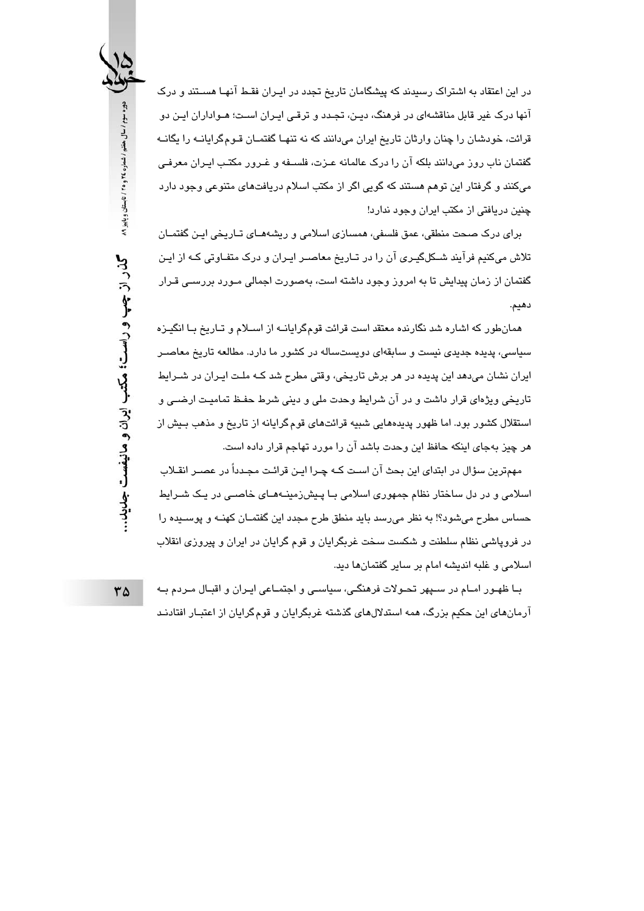در این اعتقاد به اشتراک رسیدند که پیشگامان تاریخ تجدد در ایران فقط آنها هستند و درک آنها درک غیر قابل مناقشه‌ای در فرهنگ، دین، تجدد و ترقی ایران است؛ هواداران این دو قرائت، خودشان را چنان وارثان تاریخ ایران می‌دانند که نه تنها گفتمان قوم‌گرایانه را یگانه گفتمان ناب روز می‌دانند بلکه آن را درک عالمانه عزت، فلسفه و غرور مکتب ایران معرفی می‌کنند و گرفتار این توهم هستند که گویی اگر از مکتب اسلام دریافت‌های متنوعی وجود دارد چنین دریافتی از مکتب ایران وجود ندارد!

برای درک صحت منطقی، عمق فلسفی، همسازی اسلامی و ریشه‌های تاریخی این گفتمان تلاش می‌کنیم فرآیند شکل‌گیری آن را در تاریخ معاصر ایران و درک متفاوتی که از این گفتمان از زمان پیدایش تا به امروز وجود داشته است، به‌صورت اجمالی مورد بررسی قرار دهیم.

همان‌طور که اشاره شد نگارنده معتقد است قرائت قوم‌گرایانه از اسلام و تاریخ با انگیزه سیاسی، پدیده جدیدی نیست و سابقه‌ای دویست‌ساله در کشور ما دارد. مطالعه تاریخ معاصر ایران نشان می‌دهد این پدیده در هر برش تاریخی، وقتی مطرح شد که ملت ایران در شرایط تاریخی ویژه‌ای قرار داشت و در آن شرایط وحدت ملی و دینی شرط حفظ تمامیت ارضی و استقلال کشور بود. اما ظهور پدیده‌هایی شبیه قرائت‌های قوم‌گرایانه از تاریخ و مذهب بیش از هر چیز به‌جای اینکه حافظ این وحدت باشد آن را مورد تهاجم قرار داده است.

مهم‌ترین سؤال در ابتدای این بحث آن است که چرا این قرائت مجدداً در عصر انقلاب اسلامی و در دل ساختار نظام جمهوری اسلامی با پیش‌زمینه‌های خاصی در یک شرایط حساس مطرح می‌شود؟! به نظر می‌رسد باید منطق طرح مجدد این گفتمان کهنه و پوسیده را در فروپاشی نظام سلطنت و شکست سخت غربگرایان و قوم گرایان در ایران و پیروزی انقلاب اسلامی و غلبه اندیشه امام بر سایر گفتمان‌ها دید.

با ظهور امام در سپهر تحولات فرهنگی، سیاسی و اجتماعی ایران و اقبال مردم به آرمان‌های این حکیم بزرگ، همه استدلال‌های گذشته غربگرایان و قوم‌گرایان از اعتبار افتادند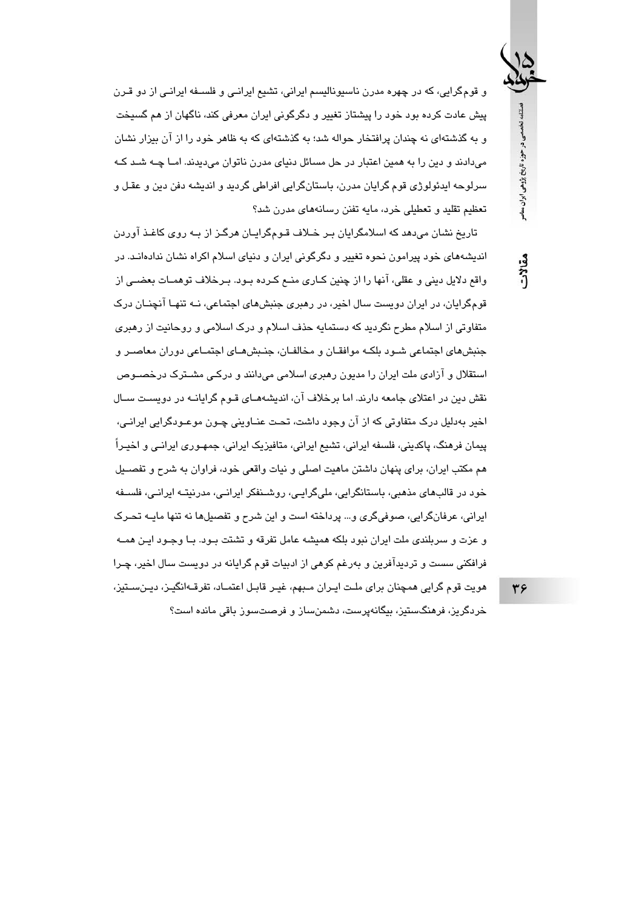و قوم‌گرایی، که در چهره مدرن ناسیونالیسم ایرانی، تشیع ایرانی و فلسفه ایرانی از دو قرن پیش عادت کرده بود خود را پیشتاز تغییر و دگرگونی ایران معرفی کند، ناگهان از هم گسیخت و به گذشته‌ای نه چندان پرافتخار حواله شد؛ به گذشته‌ای که به ظاهر خود را از آن بیزار نشان می‌دادند و دین را به همین اعتبار در حل مسائل دنیای مدرن ناتوان می‌دیدند. اما چه شد که سرلوحه ایدئولوژی قوم گرایان مدرن، باستان‌گرایی افراطی گردید و اندیشه دفن دین و عقل و تعظیم تقلید و تعطیلی خرد، مایه تفنن رسانه‌های مدرن شد؟

تاریخ نشان می‌دهد که اسلامگرایان بر خلاف قوم‌گرایان هرگز از به روی کاغذ آوردن اندیشه‌های خود پیرامون نحوه تغییر و دگرگونی ایران و دنیای اسلام اکراه نشان نداده‌اند. در واقع دلایل دینی و عقلی، آنها را از چنین کاری منع کرده بود. برخلاف توهمات بعضی از قوم‌گرایان، در ایران دویست سال اخیر، در رهبری جنبش‌های اجتماعی، نه تنها آنچنان درک متفاوتی از اسلام مطرح نگردید که دستمایه حذف اسلام و درک اسلامی و روحانیت از رهبری جنبش‌های اجتماعی شود بلکه موافقان و مخالفان، جنبش‌های اجتماعی دوران معاصر و استقلال و آزادی ملت ایران را مدیون رهبری اسلامی می‌دانند و درکی مشترک درخصوص نقش دین در اعتلای جامعه دارند. اما برخلاف آن، اندیشه‌های قوم گرایانه در دویست سال اخیر به‌دلیل درک متفاوتی که از آن وجود داشت، تحت عناوینی چون موعودگرایی ایرانی، پیمان فرهنگ، پاکدینی، فلسفه ایرانی، تشیع ایرانی، متافیزیک ایرانی، جمهوری ایرانی و اخیراً هم مکتب ایران، برای پنهان داشتن ماهیت اصلی و نیات واقعی خود، فراوان به شرح و تفصیل خود در قالب‌های مذهبی، باستانگرایی، ملی‌گرایی، روشنفکر ایرانی، مدرنیته ایرانی، فلسفه ایرانی، عرفان‌گرایی، صوفی‌گری و... پرداخته است و این شرح و تفصیل‌ها نه تنها مایه تحرک و عزت و سربلندی ملت ایران نبود بلکه همیشه عامل تفرقه و تشتت بود. با وجود این همه فرافکنی سست و تردیدآفرین و به‌رغم کوهی از ادبیات قوم گرایانه در دویست سال اخیر، چرا هویت قوم گرایی همچنان برای ملت ایران مبهم، غیر قابل اعتماد، تفرقه‌انگیز، دین‌ستیز، خردگریز، فرهنگ‌ستیز، بیگانه‌پرست، دشمن‌ساز و فرصت‌سوز باقی مانده است؟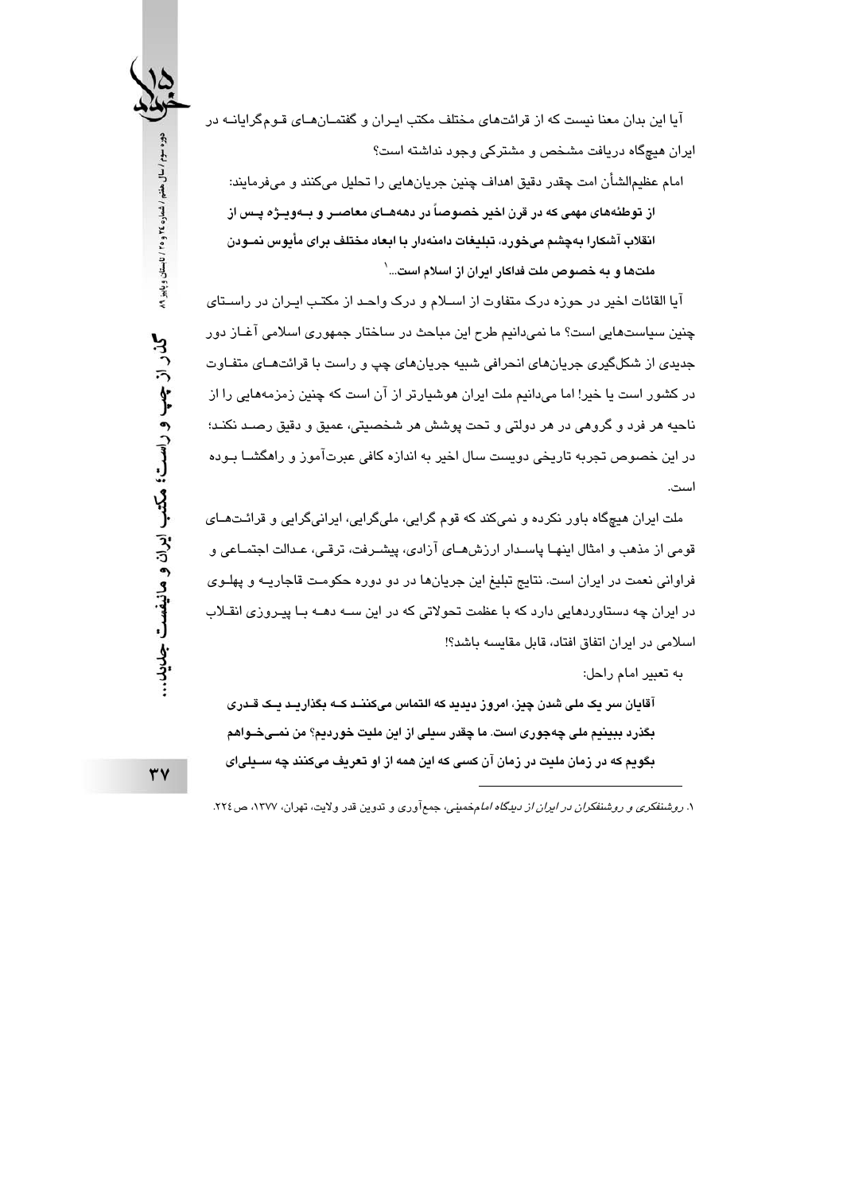آیا این بدان معنا نیست که از قرائت‌های مختلف مکتب ایران و گفتمان‌های قوم‌گرایانه در ایران هیچ‌گاه دریافت مشخص و مشترکی وجود نداشته است؟

امام عظیم‌الشأن امت چقدر دقیق اهداف چنین جریان‌هایی را تحلیل می‌کنند و می‌فرمایند:

**از توطئه‌های مهمی که در قرن اخیر خصوصاً در دهه‌های معاصر و به‌ویژه پس از انقلاب آشکارا به‌چشم می‌خورد، تبلیغات دامنه‌دار با ابعاد مختلف برای مأیوس نمودن ملت‌ها و به خصوص ملت فداکار ایران از اسلام است...**[1]

آیا القائات اخیر در حوزه درک متفاوت از اسلام و درک واحد از مکتب ایران در راستای چنین سیاست‌هایی است؟ ما نمی‌دانیم طرح این مباحث در ساختار جمهوری اسلامی آغاز دور جدیدی از شکل‌گیری جریان‌های انحرافی شبیه جریان‌های چپ و راست با قرائت‌های متفاوت در کشور است یا خیر! اما می‌دانیم ملت ایران هوشیارتر از آن است که چنین زمزمه‌هایی را از ناحیه هر فرد و گروهی در هر دولتی و تحت پوشش هر شخصیتی، عمیق و دقیق رصد نکند؛ در این خصوص تجربه تاریخی دویست سال اخیر به اندازه کافی عبرت‌آموز و راهگشا بوده است.

ملت ایران هیچ‌گاه باور نکرده و نمی‌کند که قوم گرایی، ملی‌گرایی، ایرانی‌گرایی و قرائت‌های قومی از مذهب و امثال اینها پاسدار ارزش‌های آزادی، پیشرفت، ترقی، عدالت اجتماعی و فراوانی نعمت در ایران است. نتایج تبلیغ این جریان‌ها در دو دوره حکومت قاجاریه و پهلوی در ایران چه دستاوردهایی دارد که با عظمت تحولاتی که در این سه دهه با پیروزی انقلاب اسلامی در ایران اتفاق افتاد، قابل مقایسه باشد؟!

به تعبیر امام راحل:

**آقایان سر یک ملی شدن چیز، امروز دیدید که التماس می‌کنند که بگذارید یک قدری بگذرد ببینیم ملی چه‌جوری است. ما چقدر سیلی از این ملیت خوردیم؟ من نمی‌خواهم بگویم که در زمان ملیت در زمان آن کسی که این همه از او تعریف می‌کنند چه سیلی‌ای**

---

۱. *روشنفکری و روشنفکران در ایران از دیدگاه امام‌خمینی*، جمع‌آوری و تدوین قدر ولایت، تهران، ۱۳۷۷، ص۲۲٤.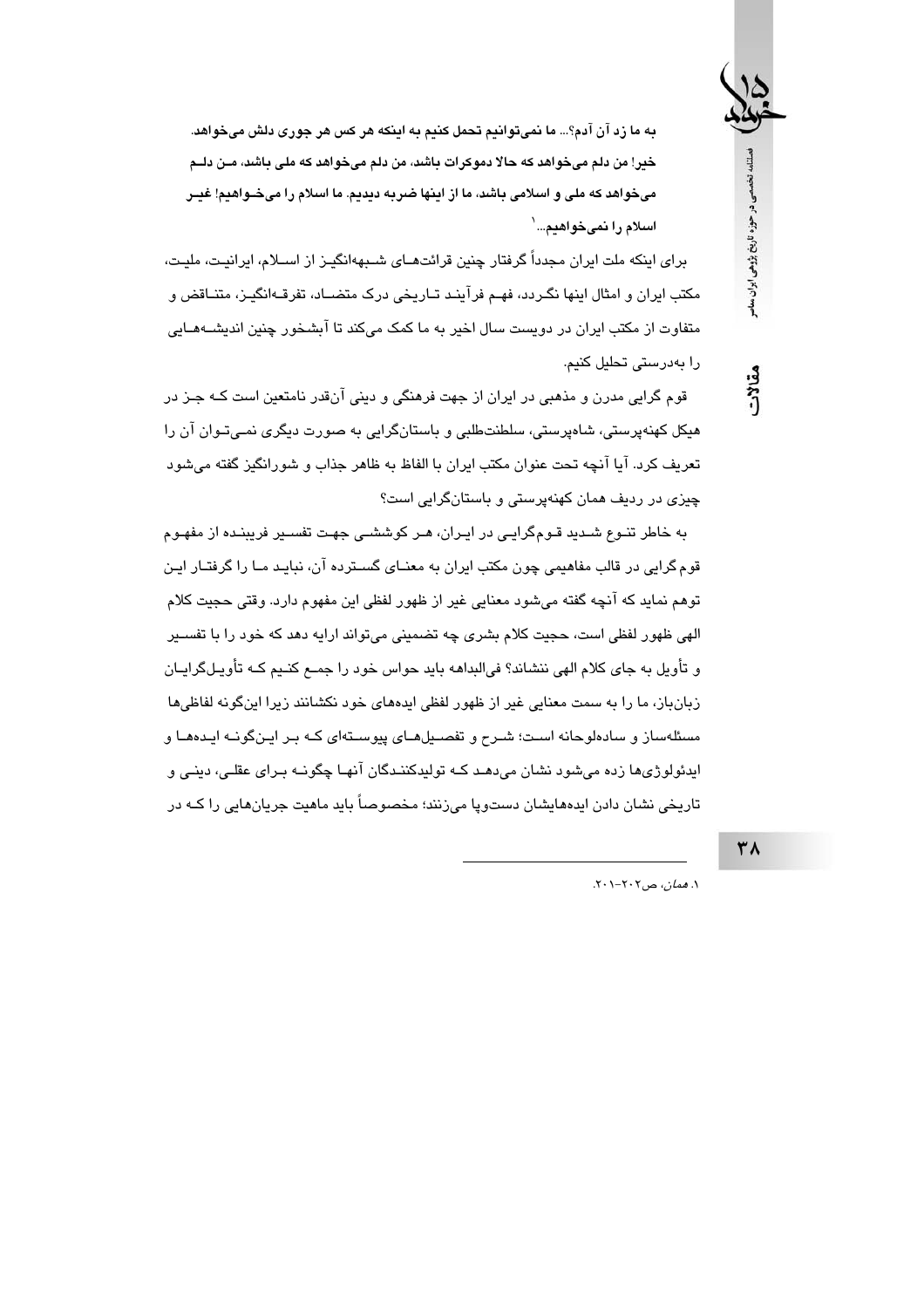**به ما زد آن آدم؟... ما نمی‌توانیم تحمل کنیم به اینکه هر کس هر جوری دلش می‌خواهد. خیر! من دلم می‌خواهد که حالا دموکرات باشد، من دلم می‌خواهد که ملی باشد، من دلم می‌خواهد که ملی و اسلامی باشد، ما از اینها ضربه دیدیم. ما اسلام را می‌خواهیم! غیر اسلام را نمی‌خواهیم...**[1]

برای اینکه ملت ایران مجدداً گرفتار چنین قرائت‌های شبهه‌انگیز از اسلام، ایرانیت، ملیت، مکتب ایران و امثال اینها نگردد، فهم فرآیند تاریخی درک متضاد، تفرقه‌انگیز، متناقض و متفاوت از مکتب ایران در دویست سال اخیر به ما کمک می‌کند تا آبشخور چنین اندیشه‌هایی را به‌درستی تحلیل کنیم.

قوم گرایی مدرن و مذهبی در ایران از جهت فرهنگی و دینی آن‌قدر نامتعین است که جز در هیکل کهنه‌پرستی، شاه‌پرستی، سلطنت‌طلبی و باستان‌گرایی به صورت دیگری نمی‌توان آن را تعریف کرد. آیا آنچه تحت عنوان مکتب ایران با الفاظ به ظاهر جذاب و شورانگیز گفته می‌شود چیزی در ردیف همان کهنه‌پرستی و باستان‌گرایی است؟

به خاطر تنوع شدید قوم‌گرایی در ایران، هر کوششی جهت تفسیر فریبنده از مفهوم قوم گرایی در قالب مفاهیمی چون مکتب ایران به معنای گسترده آن، نباید ما را گرفتار این توهم نماید که آنچه گفته می‌شود معنایی غیر از ظهور لفظی این مفهوم دارد. وقتی حجیت کلام الهی ظهور لفظی است، حجیت کلام بشری چه تضمینی می‌تواند ارایه دهد که خود را با تفسیر و تأویل به جای کلام الهی ننشاند؟ فی‌البداهه باید حواس خود را جمع کنیم که تأویل‌گرایان زبان‌باز، ما را به سمت معنایی غیر از ظهور لفظی ایده‌های خود نکشانند زیرا این‌گونه لفاظی‌ها مسئله‌ساز و ساده‌لوحانه است؛ شرح و تفصیل‌های پیوسته‌ای که بر این‌گونه ایده‌ها و ایدئولوژی‌ها زده می‌شود نشان می‌دهد که تولیدکنندگان آنها چگونه برای عقلی، دینی و تاریخی نشان دادن ایده‌هایشان دست‌وپا می‌زنند؛ مخصوصاً باید ماهیت جریان‌هایی را که در

---

۱. *همان*، ص۲۰۲-۲۰۱.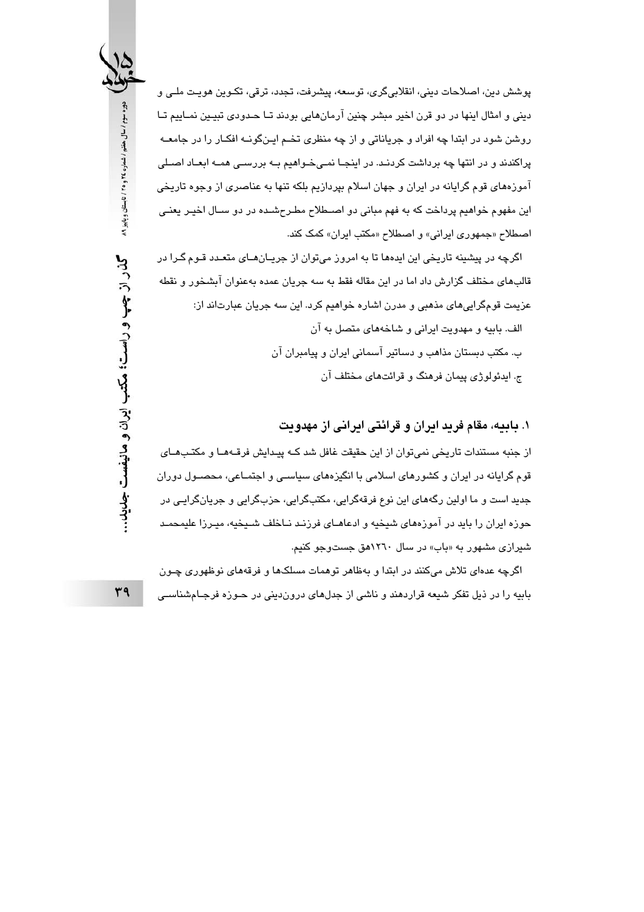پوشش دین، اصلاحات دینی، انقلابی‌گری، توسعه، پیشرفت، تجدد، ترقی، تکوین هویت ملی و دینی و امثال اینها در دو قرن اخیر مبشر چنین آرمان‌هایی بودند تا حدودی تبیین نماییم تا روشن شود در ابتدا چه افراد و جریاناتی و از چه منظری تخم این‌گونه افکار را در جامعه پراکندند و در انتها چه برداشت کردند. در اینجا نمی‌خواهیم به بررسی همه ابعاد اصلی آموزه‌های قوم گرایانه در ایران و جهان اسلام بپردازیم بلکه تنها به عناصری از وجوه تاریخی این مفهوم خواهیم پرداخت که به فهم مبانی دو اصطلاح مطرح‌شده در دو سال اخیر یعنی اصطلاح «جمهوری ایرانی» و اصطلاح «مکتب ایران» کمک کند.

اگرچه در پیشینه تاریخی این ایده‌ها تا به امروز می‌توان از جریان‌های متعدد قوم گرا در قالب‌های مختلف گزارش داد اما در این مقاله فقط به سه جریان عمده به‌عنوان آبشخور و نقطه عزیمت قوم‌گرایی‌های مذهبی و مدرن اشاره خواهیم کرد. این سه جریان عبارت‌اند از:

الف. بابیه و مهدویت ایرانی و شاخه‌های متصل به آن

ب. مکتب دبستان مذاهب و دساتیر آسمانی ایران و پیامبران آن

ج. ایدئولوژی پیمان فرهنگ و قرائت‌های مختلف آن

## ۱. بابیه، مقام فرید ایران و قرائتی ایرانی از مهدویت

از جنبه مستندات تاریخی نمی‌توان از این حقیقت غافل شد که پیدایش فرقه‌ها و مکتب‌های قوم گرایانه در ایران و کشورهای اسلامی با انگیزه‌های سیاسی و اجتماعی، محصول دوران جدید است و ما اولین رگه‌های این نوع فرقه‌گرایی، مکتب‌گرایی، حزب‌گرایی و جریان‌گرایی در حوزه ایران را باید در آموزه‌های شیخیه و ادعاهای فرزند ناخلف شیخیه، میرزا علیمحمد شیرازی مشهور به «باب» در سال ۱۲۶۰هق جست‌وجو کنیم.

اگرچه عده‌ای تلاش می‌کنند در ابتدا و به‌ظاهر توهمات مسلک‌ها و فرقه‌های نوظهوری چون بابیه را در ذیل تفکر شیعه قراردهند و ناشی از جدل‌های درون‌دینی در حوزه فرجام‌شناسی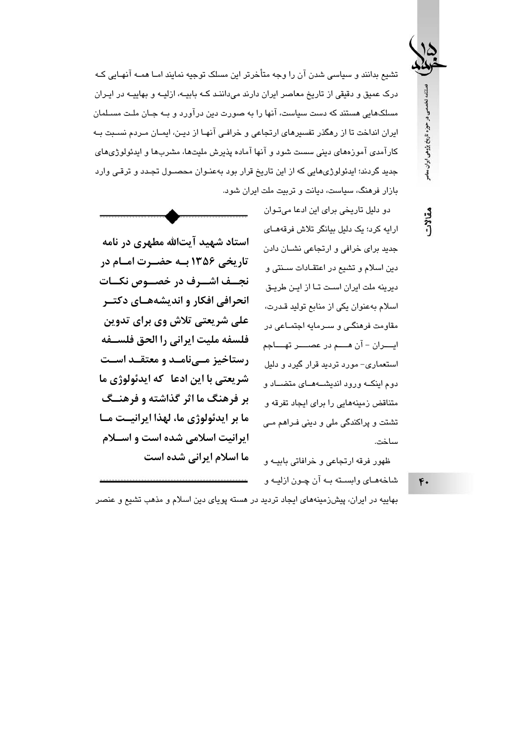تشیع بدانند و سیاسی شدن آن را وجه متأخرتر این مسلک توجیه نمایند اما همه آنهایی که درک عمیق و دقیقی از تاریخ معاصر ایران دارند می‌دانند که بابیه، ازلیه و بهاییه در ایران مسلک‌هایی هستند که دست سیاست، آنها را به صورت دین درآورد و به جان ملت مسلمان ایران انداخت تا از رهگذر تفسیرهای ارتجاعی و خرافی آنها از دین، ایمان مردم نسبت به کارآمدی آموزه‌های دینی سست شود و آنها آماده پذیرش ملیت‌ها، مشرب‌ها و ایدئولوژی‌های جدید گردند؛ ایدئولوژی‌هایی که از این تاریخ قرار بود به‌عنوان محصول تجدد و ترقی وارد بازار فرهنگ، سیاست، دیانت و تربیت ملت ایران شود.

دو دلیل تاریخی برای این ادعا می‌توان ارایه کرد؛ یک دلیل بیانگر تلاش فرقه‌های جدید برای خرافی و ارتجاعی نشان دادن دین اسلام و تشیع در اعتقادات سنتی و دیرینه ملت ایران است تا از این طریق اسلام به‌عنوان یکی از منابع تولید قدرت، مقاومت فرهنگی و سرمایه اجتماعی در ایران - آن هم در عصر تهاجم استعماری- مورد تردید قرار گیرد و دلیل دوم اینکه ورود اندیشه‌های متضاد و متناقض زمینه‌هایی را برای ایجاد تفرقه و تشتت و پراکندگی ملی و دینی فراهم می ساخت.

**استاد شهید آیت‌الله مطهری در نامه تاریخی ۱۳۵۶ به حضرت امام در نجف اشرف در خصوص نکات انحرافی افکار و اندیشه‌های دکتر علی شریعتی تلاش وی برای تدوین فلسفه ملیت ایرانی را الحق فلسفه رستاخیز می‌نامد و معتقد است شریعتی با این ادعا که ایدئولوژی ما بر فرهنگ ما اثر گذاشته و فرهنگ ما بر ایدئولوژی ما، لهذا ایرانیت ما ایرانیت اسلامی شده است و اسلام ما اسلام ایرانی شده است**

ظهور فرقه ارتجاعی و خرافاتی بابیه و شاخه‌های وابسته به آن چون ازلیه و بهاییه در ایران، پیش‌زمینه‌های ایجاد تردید در هسته پویای دین اسلام و مذهب تشیع و عنصر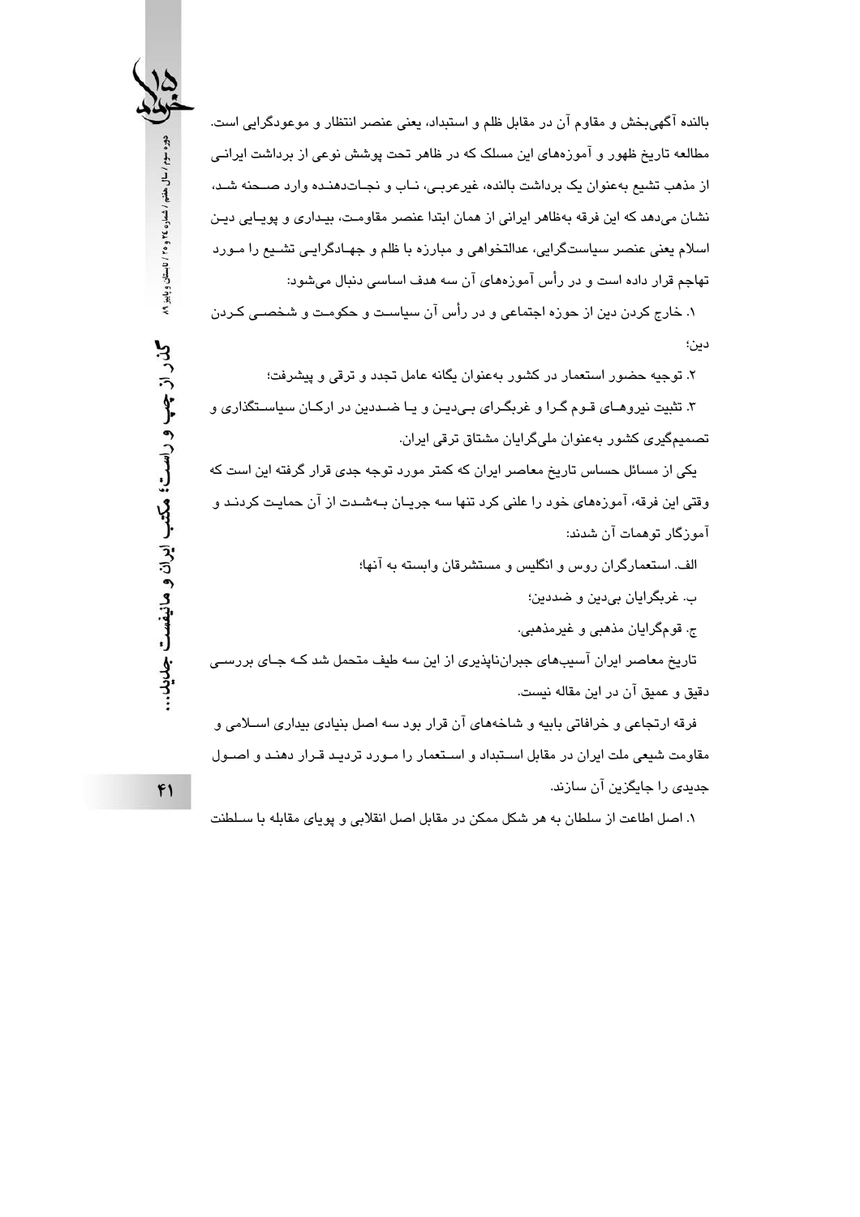بالنده آگهی‌بخش و مقاوم آن در مقابل ظلم و استبداد، یعنی عنصر انتظار و موعودگرایی است. مطالعه تاریخ ظهور و آموزه‌های این مسلک که در ظاهر تحت پوشش نوعی از برداشت ایرانی از مذهب تشیع به‌عنوان یک برداشت بالنده، غیرعربی، ناب و نجات‌دهنده وارد صحنه شد، نشان می‌دهد که این فرقه به‌ظاهر ایرانی از همان ابتدا عنصر مقاومت، بیداری و پویایی دین اسلام یعنی عنصر سیاست‌گرایی، عدالتخواهی و مبارزه با ظلم و جهادگرایی تشیع را مورد تهاجم قرار داده است و در رأس آموزه‌های آن سه هدف اساسی دنبال می‌شود:

۱. خارج کردن دین از حوزه اجتماعی و در رأس آن سیاست و حکومت و شخصی کردن دین؛

۲. توجیه حضور استعمار در کشور به‌عنوان یگانه عامل تجدد و ترقی و پیشرفت؛

۳. تثبیت نیروهای قوم گرا و غربگرای بی‌دین و یا ضددین در ارکان سیاستگذاری و تصمیم‌گیری کشور به‌عنوان ملی‌گرایان مشتاق ترقی ایران.

یکی از مسائل حساس تاریخ معاصر ایران که کمتر مورد توجه جدی قرار گرفته این است که وقتی این فرقه، آموزه‌های خود را علنی کرد تنها سه جریان به‌شدت از آن حمایت کردند و آموزگار توهمات آن شدند:

الف. استعمارگران روس و انگلیس و مستشرقان وابسته به آنها؛

ب. غربگرایان بی‌دین و ضددین؛

ج. قوم‌گرایان مذهبی و غیرمذهبی.

تاریخ معاصر ایران آسیب‌های جبران‌ناپذیری از این سه طیف متحمل شد که جای بررسی دقیق و عمیق آن در این مقاله نیست.

فرقه ارتجاعی و خرافاتی بابیه و شاخه‌های آن قرار بود سه اصل بنیادی بیداری اسلامی و مقاومت شیعی ملت ایران در مقابل استبداد و استعمار را مورد تردید قرار دهند و اصول جدیدی را جایگزین آن سازند.

۱. اصل اطاعت از سلطان به هر شکل ممکن در مقابل اصل انقلابی و پویای مقابله با سلطنت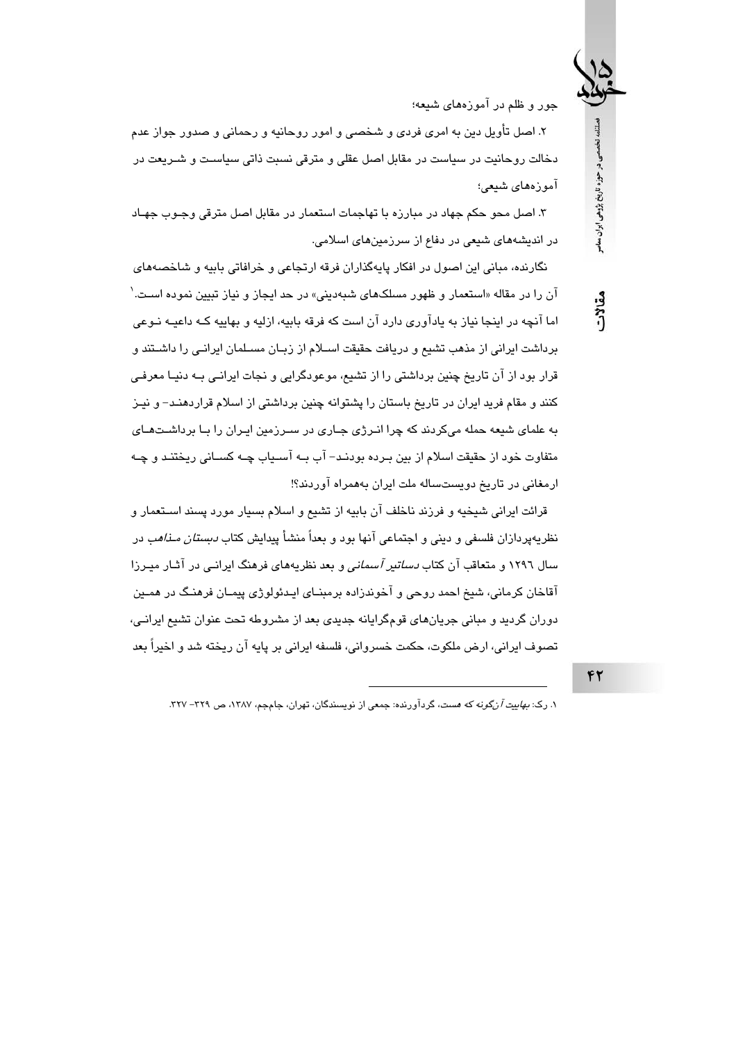جور و ظلم در آموزه‌های شیعه؛

۲. اصل تأویل دین به امری فردی و شخصی و امور روحانیه و رحمانی و صدور جواز عدم دخالت روحانیت در سیاست در مقابل اصل عقلی و مترقی نسبت ذاتی سیاست و شریعت در آموزه‌های شیعی؛

۳. اصل محو حکم جهاد در مبارزه با تهاجمات استعمار در مقابل اصل مترقی وجوب جهاد در اندیشه‌های شیعی در دفاع از سرزمین‌های اسلامی.

نگارنده، مبانی این اصول در افکار پایه‌گذاران فرقه ارتجاعی و خرافاتی بابیه و شاخصه‌های آن را در مقاله «استعمار و ظهور مسلک‌های شبه‌دینی» در حد ایجاز و نیاز تبیین نموده است.[۱] اما آنچه در اینجا نیاز به یادآوری دارد آن است که فرقه بابیه، ازلیه و بهاییه کـه داعیـه نـوعی برداشت ایرانی از مذهب تشیع و دریافت حقیقت اسـلام از زبـان مسـلمان ایرانـی را داشـتند و قرار بود از آن تاریخ چنین برداشتی را از تشیع، موعودگرایی و نجات ایرانـی بـه دنیـا معرفـی کنند و مقام فرید ایران در تاریخ باستان را پشتوانه چنین برداشتی از اسلام قراردهنـد- و نیـز به علمای شیعه حمله می‌کردند که چرا انـرژی جـاری در سـرزمین ایـران را بـا برداشـت‌هـای متفاوت خود از حقیقت اسلام از بین بـرده بودنـد- آب بـه آسـیاب چـه کسـانی ریختنـد و چـه ارمغانی در تاریخ دویست‌ساله ملت ایران به‌همراه آوردند؟!

قرائت ایرانی شیخیه و فرزند ناخلف آن بابیه از تشیع و اسلام بسیار مورد پسند اسـتعمار و نظریه‌پردازان فلسفی و دینی و اجتماعی آنها بود و بعداً منشأ پیدایش کتاب *دبستان مذاهب* در سال ۱۲۹٦ و متعاقب آن کتاب *دساتیر آسمانی* و بعد نظریه‌های فرهنگ ایرانـی در آثـار میـرزا آقاخان کرمانی، شیخ احمد روحی و آخوندزاده برمبنـای ایـدئولوژی پیمـان فرهنـگ در همـین دوران گردید و مبانی جریان‌های قوم‌گرایانه جدیدی بعد از مشروطه تحت عنوان تشیع ایرانـی، تصوف ایرانی، ارض ملکوت، حکمت خسروانی، فلسفه ایرانی بر پایه آن ریخته شد و اخیراً بعد

---

۱. رک: *بهاییت آن‌گونه که هست*، گردآورنده: جمعی از نویسندگان، تهران، جام‌جم، ۱۳۸۷، ص ۳۲۹- ۳۲۷.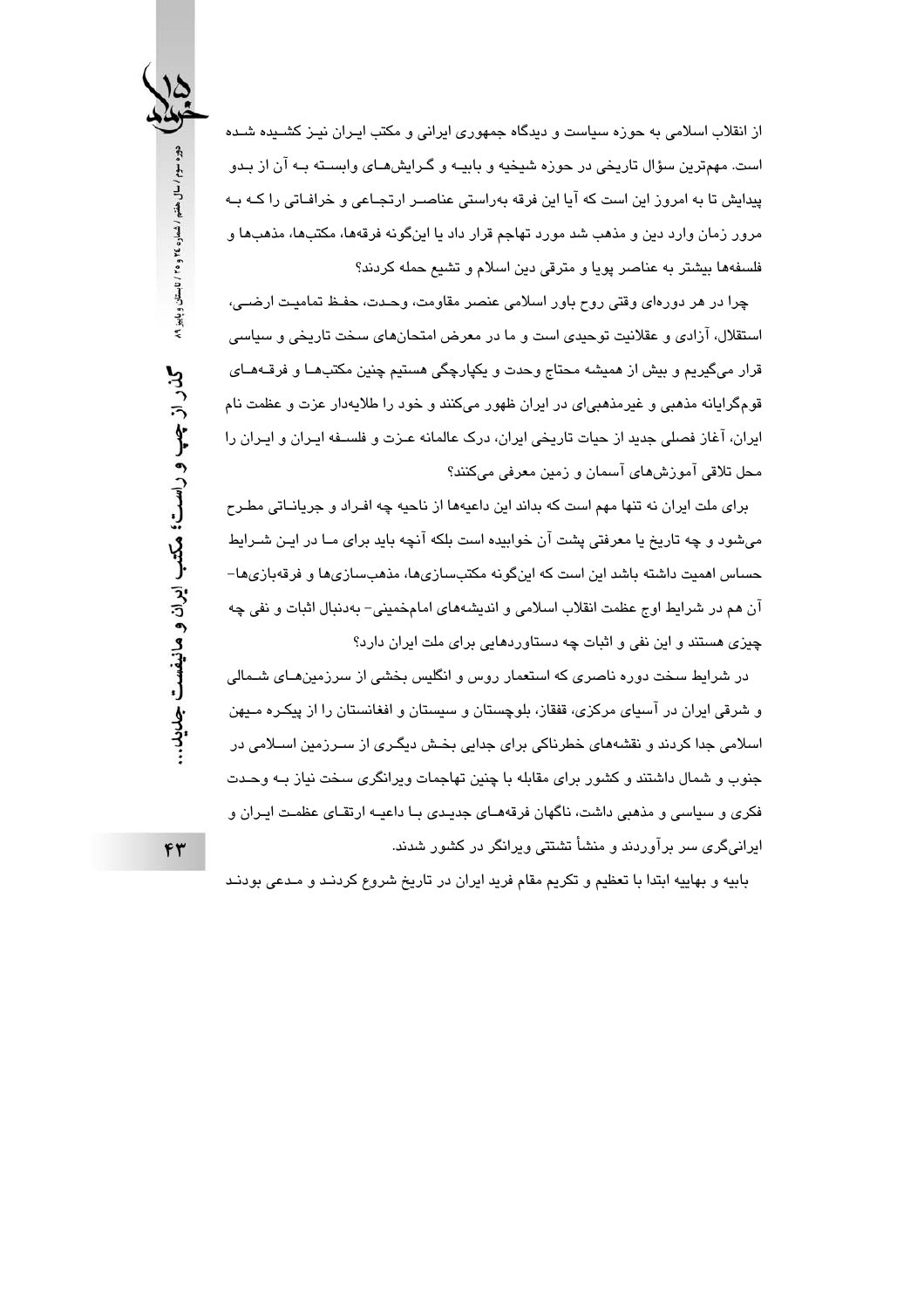از انقلاب اسلامی به حوزه سیاست و دیدگاه جمهوری ایرانی و مکتب ایران نیز کشیده شده است. مهم‌ترین سؤال تاریخی در حوزه شیخیه و بابیه و گرایش‌های وابسته به آن از بدو پیدایش تا به امروز این است که آیا این فرقه به‌راستی عناصر ارتجاعی و خرافاتی را که به مرور زمان وارد دین و مذهب شد مورد تهاجم قرار داد یا این‌گونه فرقه‌ها، مکتب‌ها، مذهب‌ها و فلسفه‌ها بیشتر به عناصر پویا و مترقی دین اسلام و تشیع حمله کردند؟

چرا در هر دوره‌ای وقتی روح باور اسلامی عنصر مقاومت، وحدت، حفظ تمامیت ارضی، استقلال، آزادی و عقلانیت توحیدی است و ما در معرض امتحان‌های سخت تاریخی و سیاسی قرار می‌گیریم و بیش از همیشه محتاج وحدت و یکپارچگی هستیم چنین مکتب‌ها و فرقه‌های قوم‌گرایانه مذهبی و غیرمذهبی‌ای در ایران ظهور می‌کنند و خود را طلایه‌دار عزت و عظمت نام ایران، آغاز فصلی جدید از حیات تاریخی ایران، درک عالمانه عزت و فلسفه ایران و ایران را محل تلاقی آموزش‌های آسمان و زمین معرفی می‌کنند؟

برای ملت ایران نه تنها مهم است که بداند این داعیه‌ها از ناحیه چه افراد و جریاناتی مطرح می‌شود و چه تاریخ یا معرفتی پشت آن خوابیده است بلکه آنچه باید برای ما در این شرایط حساس اهمیت داشته باشد این است که این‌گونه مکتب‌سازی‌ها، مذهب‌سازی‌ها و فرقه‌بازی‌ها- آن هم در شرایط اوج عظمت انقلاب اسلامی و اندیشه‌های امام‌خمینی- به‌دنبال اثبات و نفی چه چیزی هستند و این نفی و اثبات چه دستاوردهایی برای ملت ایران دارد؟

در شرایط سخت دوره ناصری که استعمار روس و انگلیس بخشی از سرزمین‌های شمالی و شرقی ایران در آسیای مرکزی، قفقاز، بلوچستان و سیستان و افغانستان را از پیکره میهن اسلامی جدا کردند و نقشه‌های خطرناکی برای جدایی بخش دیگری از سرزمین اسلامی در جنوب و شمال داشتند و کشور برای مقابله با چنین تهاجمات ویرانگری سخت نیاز به وحدت فکری و سیاسی و مذهبی داشت، ناگهان فرقه‌های جدیدی با داعیه ارتقای عظمت ایران و ایرانی‌گری سر برآوردند و منشأ تشتتی ویرانگر در کشور شدند.

بابیه و بهاییه ابتدا با تعظیم و تکریم مقام فرید ایران در تاریخ شروع کردند و مدعی بودند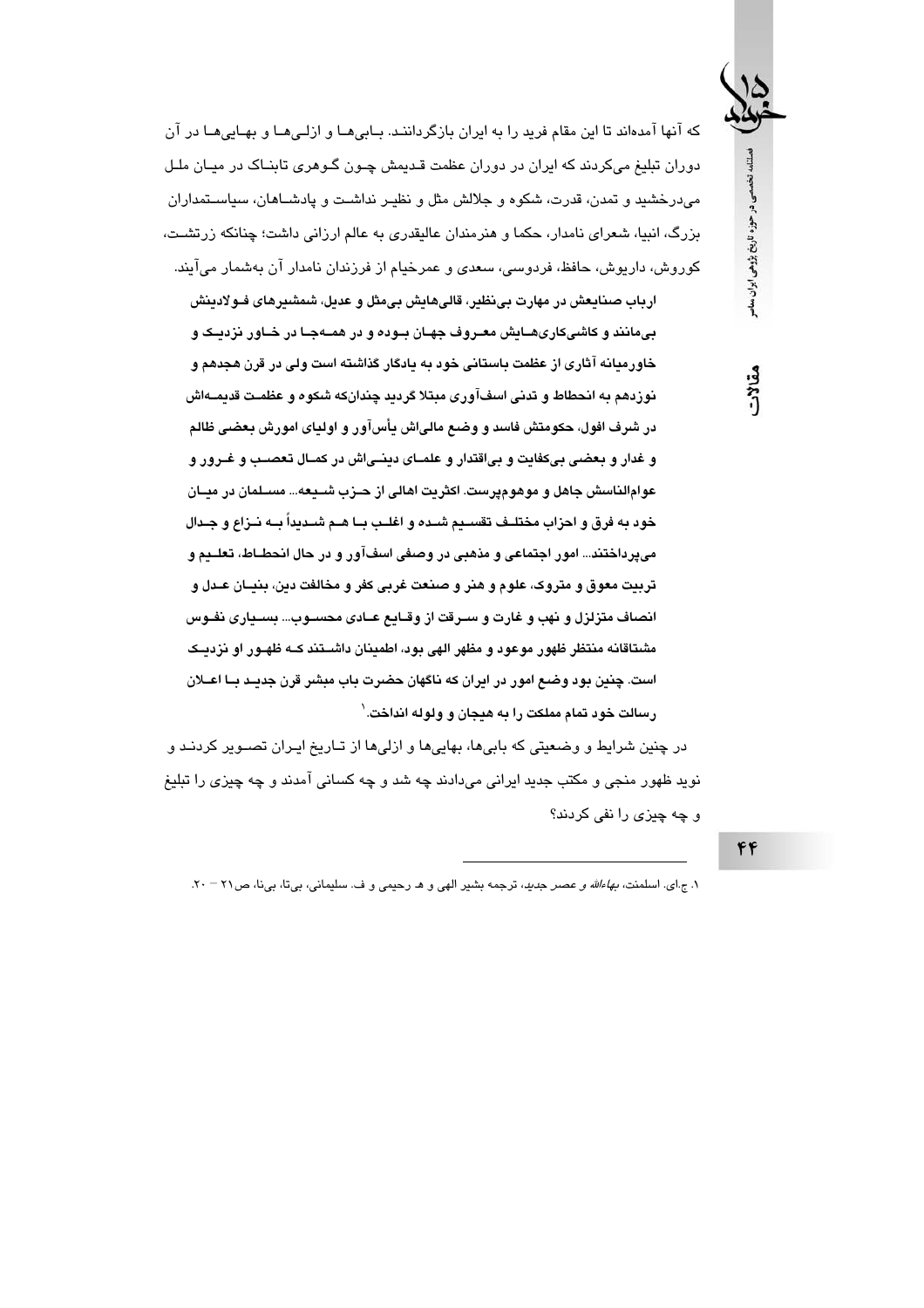که آنها آمده‌اند تا این مقام فرید را به ایران بازگردانند. بابی‌ها و ازلی‌ها و بهایی‌ها در آن دوران تبلیغ می‌کردند که ایران در دوران عظمت قدیمش چون گوهری تابناک در میان ملل می‌درخشید و تمدن، قدرت، شکوه و جلالش مثل و نظیر نداشت و پادشاهان، سیاستمداران بزرگ، انبیا، شعرای نامدار، حکما و هنرمندان عالیقدری به عالم ارزانی داشت؛ چنانکه زرتشت، کوروش، داریوش، حافظ، فردوسی، سعدی و عمرخیام از فرزندان نامدار آن به‌شمار می‌آیند.

**ارباب صنایعش در مهارت بی‌نظیر، قالی‌هایش بی‌مثل و عدیل، شمشیرهای فولادینش بی‌مانند و کاشی‌کاری‌هایش معروف جهان بوده و در همه‌جا در خاور نزدیک و خاورمیانه آثاری از عظمت باستانی خود به یادگار گذاشته است ولی در قرن هجدهم و نوزدهم به انحطاط و تدنی اسف‌آوری مبتلا گردید چندانکه شکوه و عظمت قدیمه‌اش در شرف افول، حکومتش فاسد و وضع مالی‌اش یأس‌آور و اولیای امورش بعضی ظالم و غدار و بعضی بی‌کفایت و بی‌اقتدار و علمای دینی‌اش در کمال تعصب و غرور و عوام‌الناسش جاهل و موهوم‌پرست. اکثریت اهالی از حزب شیعه... مسلمان در میان خود به فرق و احزاب مختلف تقسیم شده و اغلب با هم شدیداً به نزاع و جدال می‌پرداختند... امور اجتماعی و مذهبی در وصفی اسف‌آور و در حال انحطاط، تعلیم و تربیت معوق و متروک، علوم و هنر و صنعت غربی کفر و مخالفت دین، بنیان عدل و انصاف متزلزل و نهب و غارت و سرقت از وقایع عادی محسوب... بسیاری نفوس مشتاقانه منتظر ظهور موعود و مظهر الهی بود، اطمینان داشتند که ظهور او نزدیک است. چنین بود وضع امور در ایران که ناگهان حضرت باب مبشر قرن جدید با اعلان رسالت خود تمام مملکت را به هیجان و ولوله انداخت.**[1]

در چنین شرایط و وضعیتی که بابی‌ها، بهایی‌ها و ازلی‌ها از تاریخ ایران تصویر کردند و نوید ظهور منجی و مکتب جدید ایرانی می‌دادند چه شد و چه کسانی آمدند و چه چیزی را تبلیغ و چه چیزی را نفی کردند؟

---

۱. ج.ای. اسلمنت، *بهاءالله و عصر جدید*، ترجمه بشیر الهی و هـ. رحیمی و ف. سلیمانی، بی‌تا، بی‌نا، ص۲۱ – ۲۰.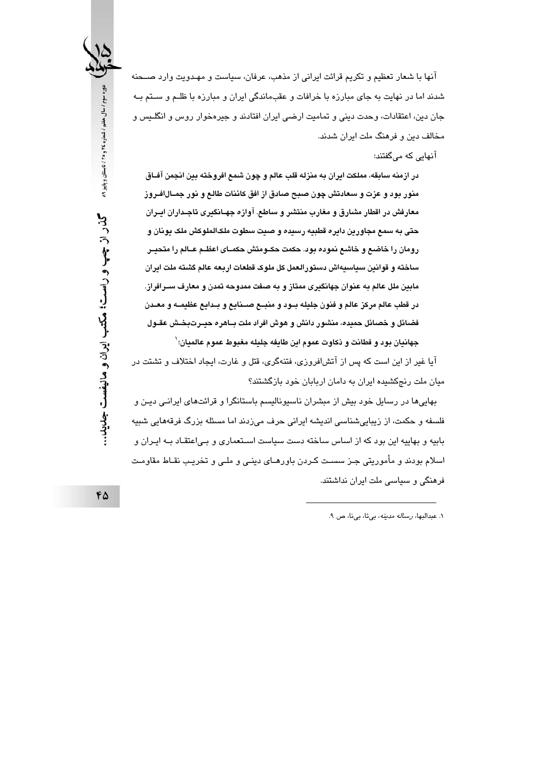آنها با شعار تعظیم و تکریم قرائت ایرانی از مذهب، عرفان، سیاست و مهدویت وارد صحنه شدند اما در نهایت به جای مبارزه با خرافات و عقب‌ماندگی ایران و مبارزه با ظلم و ستم به جان دین، اعتقادات، وحدت دینی و تمامیت ارضی ایران افتادند و جیره‌خوار روس و انگلیس و مخالف دین و فرهنگ ملت ایران شدند.

آنهایی که می‌گفتند:

**در ازمنه سابقه، مملکت ایران به منزله قلب عالم و چون شمع افروخته بین انجمن آفاق منور بود و عزت و سعادتش چون صبح صادق از افق کائنات طالع و نور جمال‌افروز معارفش در اقطار مشارق و مغارب منتشر و ساطع. آوازه جهانگیری تاجداران ایران حتی به سمع مجاورین دایره قطبیه رسیده و صیت سطوت ملک‌الملوکش ملک یونان و رومان را خاضع و خاشع نموده بود. حکمت حکومتش حکمای اعظم عالم را متحیر ساخته و قوانین سیاسیه‌اش دستورالعمل کل ملوک قطعات اربعه عالم گشته ملت ایران مابین ملل عالم به عنوان جهانگیری ممتاز و به صفت ممدوحه تمدن و معارف سرافراز. در قطب عالم مرکز عالم و فنون جلیله بود و منبع صنایع و بدایع عظیمه و معدن فضائل و خصائل حمیده، منشور دانش و هوش افراد ملت باهره حیرت‌بخش عقول جهانیان بود و فطانت و ذکاوت عموم این طایفه جلیله مغبوط عموم عالمیان؛**[1]

آیا غیر از این است که پس از آتش‌افروزی، فتنه‌گری، قتل و غارت، ایجاد اختلاف و تشتت در میان ملت رنج‌کشیده ایران به دامان اربابان خود بازگشتند؟

بهایی‌ها در رسایل خود بیش از مبشران ناسیونالیسم باستانگرا و قرائت‌های ایرانی دین و فلسفه و حکمت، از زیبایی‌شناسی اندیشه ایرانی حرف می‌زدند اما مسئله بزرگ فرقه‌هایی شبیه بابیه و بهاییه این بود که از اساس ساخته دست سیاست استعماری و بی‌اعتقاد به ایران و اسلام بودند و مأموریتی جز سست کردن باورهای دینی و ملی و تخریب نقاط مقاومت فرهنگی و سیاسی ملت ایران نداشتند.

---

۱. عبدالبها، *رساله مدنیه*، بی‌تا، بی‌نا، ص ۹.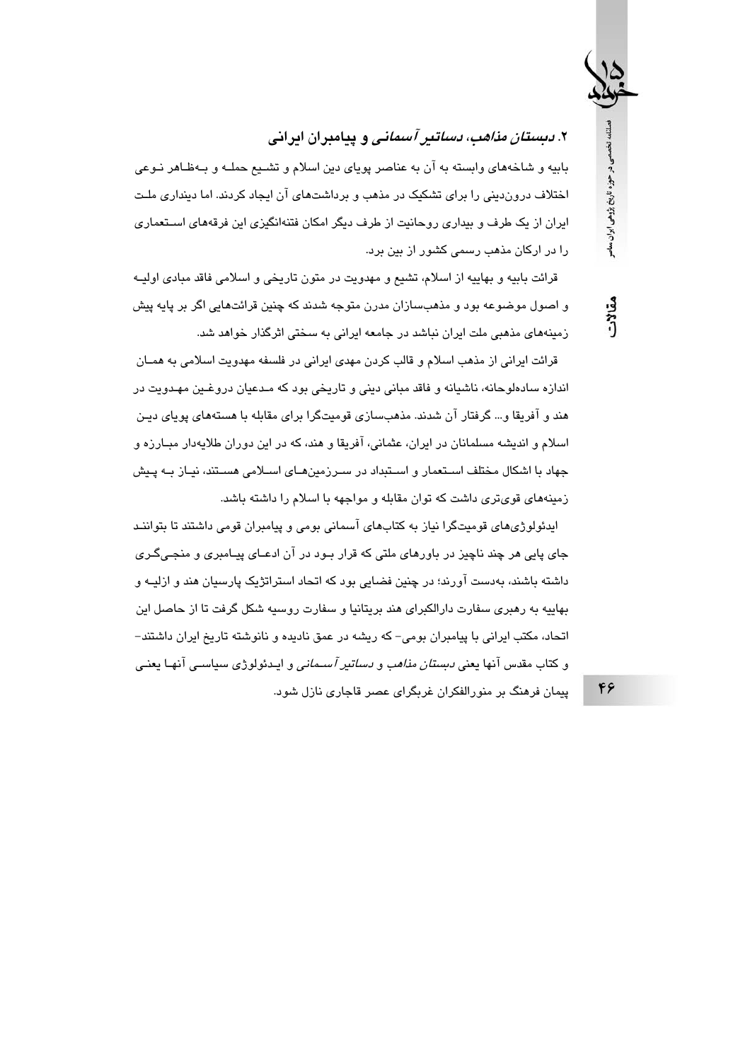## ۲. *دبستان مذاهب، دساتیر آسمانی* و پیامبران ایرانی

بابیه و شاخه‌های وابسته به آن به عناصر پویای دین اسلام و تشیع حمله و به‌ظاهر نوعی اختلاف درون‌دینی را برای تشکیک در مذهب و برداشت‌های آن ایجاد کردند. اما دینداری ملت ایران از یک طرف و بیداری روحانیت از طرف دیگر امکان فتنه‌انگیزی این فرقه‌های استعماری را در ارکان مذهب رسمی کشور از بین برد.

قرائت بابیه و بهاییه از اسلام، تشیع و مهدویت در متون تاریخی و اسلامی فاقد مبادی اولیه و اصول موضوعه بود و مذهب‌سازان مدرن متوجه شدند که چنین قرائت‌هایی اگر بر پایه پیش زمینه‌های مذهبی ملت ایران نباشد در جامعه ایرانی به سختی اثرگذار خواهد شد.

قرائت ایرانی از مذهب اسلام و قالب کردن مهدی ایرانی در فلسفه مهدویت اسلامی به همان اندازه ساده‌لوحانه، ناشیانه و فاقد مبانی دینی و تاریخی بود که مدعیان دروغین مهدویت در هند و آفریقا و... گرفتار آن شدند. مذهب‌سازی قومیت‌گرا برای مقابله با هسته‌های پویای دین اسلام و اندیشه مسلمانان در ایران، عثمانی، آفریقا و هند، که در این دوران طلایه‌دار مبارزه و جهاد با اشکال مختلف استعمار و استبداد در سرزمین‌های اسلامی هستند، نیاز به پیش زمینه‌های قوی‌تری داشت که توان مقابله و مواجهه با اسلام را داشته باشد.

ایدئولوژی‌های قومیت‌گرا نیاز به کتاب‌های آسمانی بومی و پیامبران قومی داشتند تا بتوانند جای پایی هر چند ناچیز در باورهای ملتی که قرار بود در آن ادعای پیامبری و منجی‌گری داشته باشند، به‌دست آورند؛ در چنین فضایی بود که اتحاد استراتژیک پارسیان هند و ازلیه و بهاییه به رهبری سفارت دارالکبرای هند بریتانیا و سفارت روسیه شکل گرفت تا از حاصل این اتحاد، مکتب ایرانی با پیامبران بومی- که ریشه در عمق نادیده و نانوشته تاریخ ایران داشتند- و کتاب مقدس آنها یعنی *دبستان مذاهب* و *دساتیر آسمانی* و ایدئولوژی سیاسی آنها یعنی پیمان فرهنگ بر منورالفکران غربگرای عصر قاجاری نازل شود.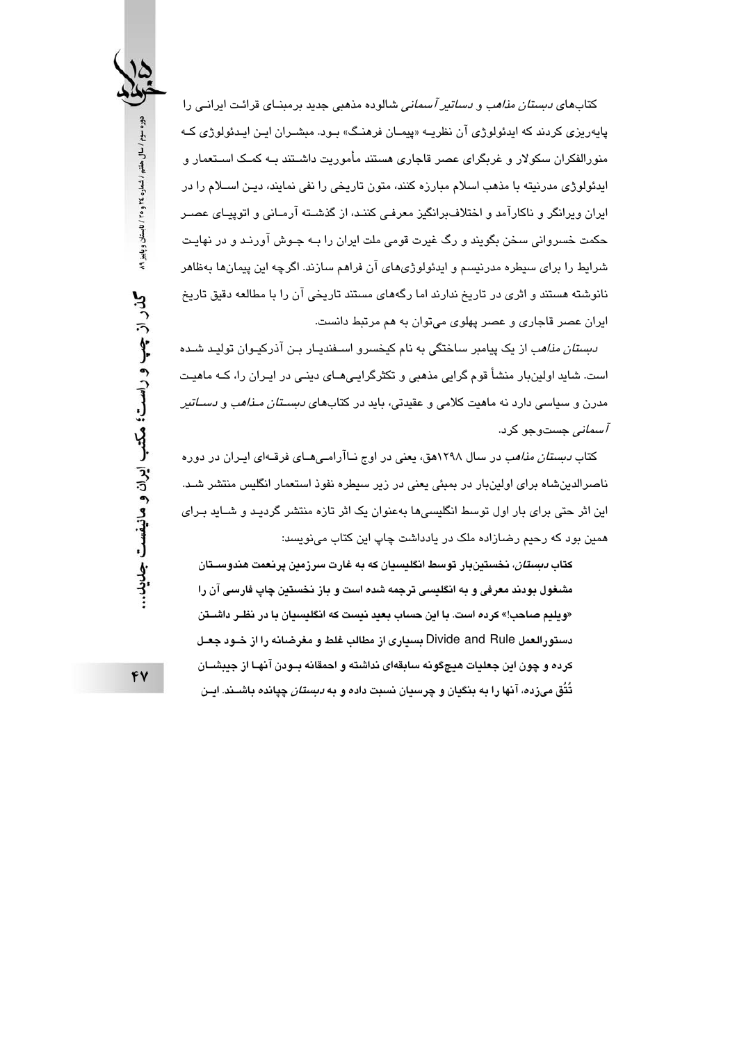کتاب‌های *دبستان مذاهب* و *دساتیر آسمانی* شالوده مذهبی جدید برمبنای قرائت ایرانی را پایه‌ریزی کردند که ایدئولوژی آن نظریه «پیمان فرهنگ» بود. مبشران این ایدئولوژی که منورالفکران سکولار و غربگرای عصر قاجاری هستند مأموریت داشتند به کمک استعمار و ایدئولوژی مدرنیته با مذهب اسلام مبارزه کنند، متون تاریخی را نفی نمایند، دین اسلام را در ایران ویرانگر و ناکارآمد و اختلاف‌برانگیز معرفی کنند، از گذشته آرمانی و اتوپیای عصر حکمت خسروانی سخن بگویند و رگ غیرت قومی ملت ایران را به جوش آورند و در نهایت شرایط را برای سیطره مدرنیسم و ایدئولوژی‌های آن فراهم سازند. اگرچه این پیمان‌ها به‌ظاهر نانوشته هستند و اثری در تاریخ ندارند اما رگه‌های مستند تاریخی آن را با مطالعه دقیق تاریخ ایران عصر قاجاری و عصر پهلوی می‌توان به هم مرتبط دانست.

*دبستان مذاهب* از یک پیامبر ساختگی به نام کیخسرو اسفندیار بن آذرکیوان تولید شده است. شاید اولین‌بار منشأ قوم گرایی مذهبی و تکثرگرایی‌های دینی در ایران را، که ماهیت مدرن و سیاسی دارد نه ماهیت کلامی و عقیدتی، باید در کتاب‌های *دبستان مذاهب* و *دساتیر آسمانی* جست‌وجو کرد.

کتاب *دبستان مذاهب* در سال ۱۲۹۸هق، یعنی در اوج ناآرامی‌های فرقه‌ای ایران در دوره ناصرالدین‌شاه برای اولین‌بار در بمبئی یعنی در زیر سیطره نفوذ استعمار انگلیس منتشر شد. این اثر حتی برای بار اول توسط انگلیسی‌ها به‌عنوان یک اثر تازه منتشر گردید و شاید برای همین بود که رحیم رضازاده ملک در یادداشت چاپ این کتاب می‌نویسد:

> **کتاب *دبستان*، نخستین‌بار توسط انگلیسیان که به غارت سرزمین پرنعمت هندوستان مشغول بودند معرفی و به انگلیسی ترجمه شده است و باز نخستین چاپ فارسی آن را «ویلیم صاحب!» کرده است. با این حساب بعید نیست که انگلیسیان با در نظر داشتن دستورالعمل Divide and Rule بسیاری از مطالب غلط و مغرضانه را از خود جعل کرده و چون این جعلیات هیچ‌گونه سابقه‌ای نداشته و احمقانه بودن آنها از جبینشان تُتُق می‌زده، آنها را به بنگیان و چرسیان نسبت داده و به *دبستان* چپانده باشند. این**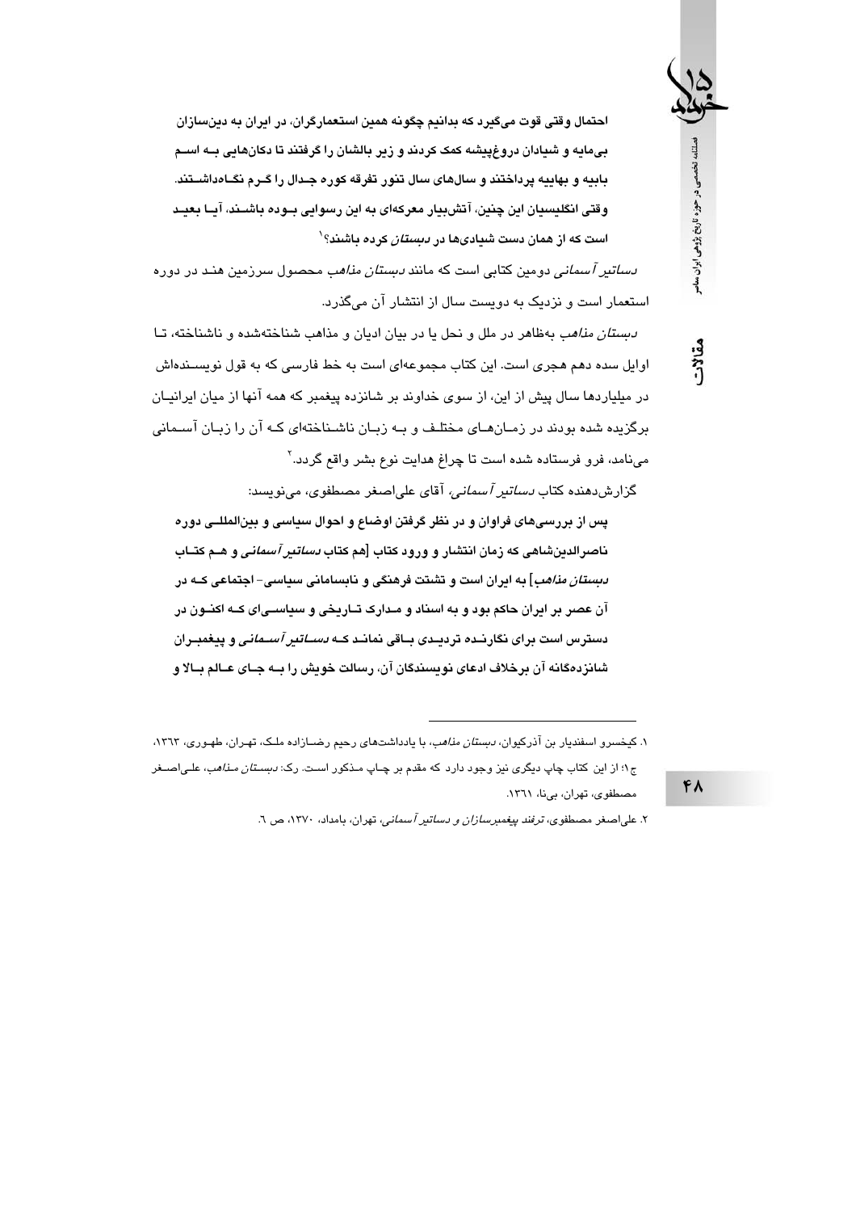**احتمال وقتی قوت می‌گیرد که بدانیم چگونه همین استعمارگران، در ایران به دین‌سازان بی‌مایه و شیادان دروغ‌پیشه کمک کردند و زیر بالشان را گرفتند تا دکان‌هایی بـه اسـم بابیه و بهاییه پرداختند و سال‌های سال تنور تفرقه کوره جـدال را گـرم نگـاه‌داشـتند. وقتی انگلیسیان این چنین، آتش‌بیار معرکه‌ای به این رسوایی بـوده باشـند، آیـا بعیـد است که از همان دست شیادی‌ها در *دبستان* کرده باشند؟**[1]

*دساتیر آسمانی* دومین کتابی است که مانند *دبستان مذاهب* محصول سرزمین هنـد در دوره استعمار است و نزدیک به دویست سال از انتشار آن می‌گذرد.

*دبستان مذاهب* به‌ظاهر در ملل و نحل یا در بیان ادیان و مذاهب شناخته‌شده و ناشناخته، تـا اوایل سده دهم هجری است. این کتاب مجموعه‌ای است به خط فارسی که به قول نویسـنده‌اش در میلیاردها سال پیش از این، از سوی خداوند بر شانزده پیغمبر که همه آنها از میان ایرانیـان برگزیده شده بودند در زمـان‌هـای مختلـف و بـه زبـان ناشـناخته‌ای کـه آن را زبـان آسـمانی می‌نامد، فرو فرستاده شده است تا چراغ هدایت نوع بشر واقع گردد.[2]

گزارش‌دهنده کتاب *دساتیر آسمانی*، آقای علی‌اصغر مصطفوی، می‌نویسد:

**پس از بررسی‌های فراوان و در نظر گرفتن اوضاع و احوال سیاسی و بین‌المللـی دوره ناصرالدین‌شاهی که زمان انتشار و ورود کتاب [هم کتاب *دساتیر آسمانی* و هـم کتـاب *دبستان مذاهب*] به ایران است و تشتت فرهنگی و نابسامانی سیاسی- اجتماعی کـه در آن عصر بر ایران حاکم بود و به اسناد و مـدارک تـاریخی و سیاسـی‌ای کـه اکنـون در دسترس است برای نگارنـده تردیـدی بـاقی نمانـد کـه *دسـاتیر آسـمانی* و پیغمبـران شانزده‌گانه آن برخلاف ادعای نویسندگان آن، رسالت خویش را بـه جـای عـالم بـالا و**

---

۱. کیخسرو اسفندیار بن آذرکیوان، *دبستان مذاهب*، با یادداشت‌های رحیم رضـازاده ملـک، تهـران، طهـوری، ۱۳۶۳، ج۱؛ از این کتاب چاپ دیگری نیز وجود دارد که مقدم بر چـاپ مـذکور اسـت. رک: *دبسـتان مـذاهب*، علی‌اصـغر مصطفوی، تهران، بی‌نا، ۱۳۶۱.

۲. علی‌اصغر مصطفوی، *ترفند پیغمبرسازان و دساتیر آسمانی*، تهران، بامداد، ۱۳۷۰، ص ۶.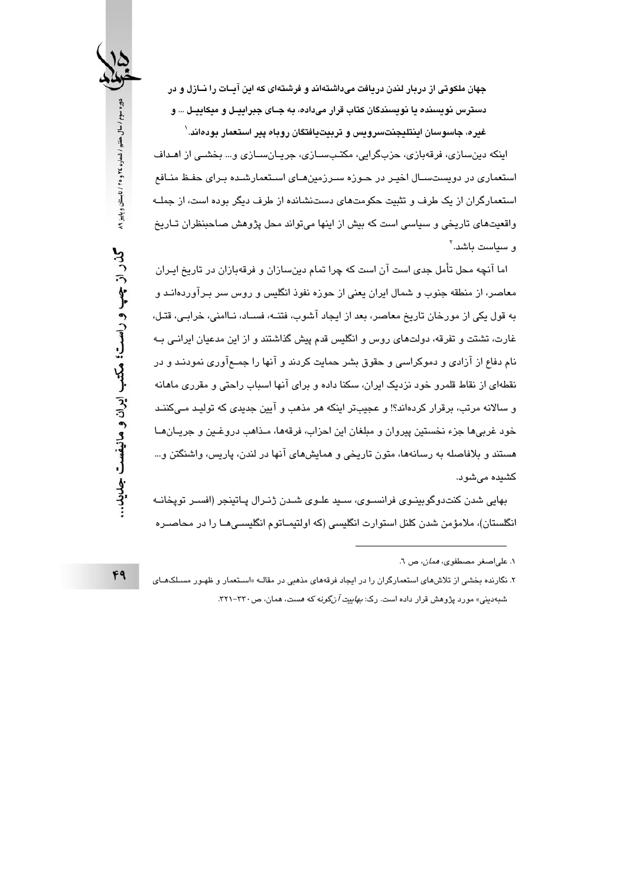**جهان ملکوتی از دربار لندن دریافت می‌داشته‌اند و فرشته‌ای که این آیات را نازل و در دسترس نویسنده یا نویسندگان کتاب قرار می‌داده، به جای جبراییل و میکاییل ... و غیره، جاسوسان اینتلیجنت‌سرویس و تربیت‌یافتگان روباه پیر استعمار بوده‌اند.**[1]

اینکه دین‌سازی، فرقه‌بازی، حزب‌گرایی، مکتب‌سازی، جریان‌سازی و... بخشی از اهداف استعماری در دویست‌سال اخیر در حوزه سرزمین‌های استعمارشده برای حفظ منافع استعمارگران از یک طرف و تثبیت حکومت‌های دست‌نشانده از طرف دیگر بوده است، از جمله واقعیت‌های تاریخی و سیاسی است که بیش از اینها می‌تواند محل پژوهش صاحبنظران تاریخ و سیاست باشد.[2]

اما آنچه محل تأمل جدی است آن است که چرا تمام دین‌سازان و فرقه‌بازان در تاریخ ایران معاصر، از منطقه جنوب و شمال ایران یعنی از حوزه نفوذ انگلیس و روس سر برآورده‌اند و به قول یکی از مورخان تاریخ معاصر، بعد از ایجاد آشوب، فتنه، فساد، ناامنی، خرابی، قتل، غارت، تشتت و تفرقه، دولت‌های روس و انگلیس قدم پیش گذاشتند و از این مدعیان ایرانی به نام دفاع از آزادی و دموکراسی و حقوق بشر حمایت کردند و آنها را جمع‌آوری نمودند و در نقطه‌ای از نقاط قلمرو خود نزدیک ایران، سکنا داده و برای آنها اسباب راحتی و مقرری ماهانه و سالانه مرتب، برقرار کرده‌اند؟! و عجیب‌تر اینکه هر مذهب و آیین جدیدی که تولید می‌کنند خود غربی‌ها جزء نخستین پیروان و مبلغان این احزاب، فرقه‌ها، مذاهب دروغین و جریان‌ها هستند و بلافاصله به رسانه‌ها، متون تاریخی و همایش‌های آنها در لندن، پاریس، واشنگتن و... کشیده می‌شود.

بهایی شدن کنت‌دوگوبینوی فرانسوی، سید علوی شدن ژنرال پاتینجر (افسر توپخانه انگلستان)، ملامؤمن شدن کلنل استوارت انگلیسی (که اولتیماتوم انگلیسی‌ها را در محاصره

---

۱. علی‌اصغر مصطفوی، *همان*، ص ٦.

۲. نگارنده بخشی از تلاش‌های استعمارگران را در ایجاد فرقه‌های مذهبی در مقاله «استعمار و ظهور مسلک‌های شبه‌دینی» مورد پژوهش قرار داده است. رک: *بهاییت آن‌گونه که هست*، همان، ص ٣٣٠-٣٢١.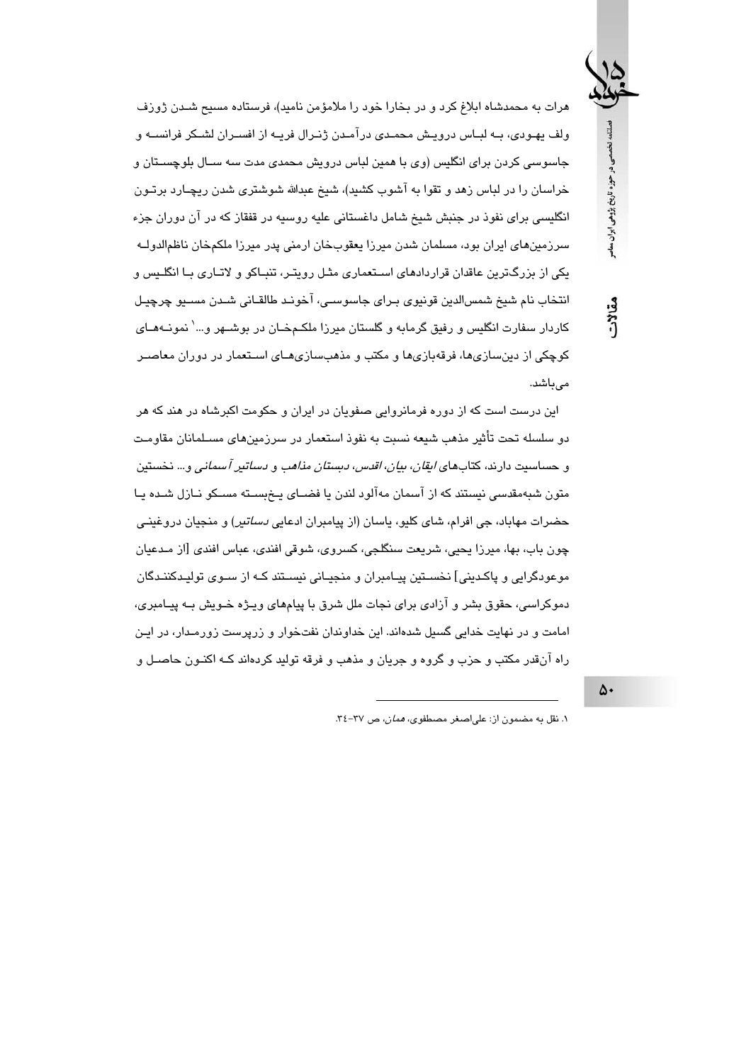هرات به محمدشاه ابلاغ کرد و در بخارا خود را ملامؤمن نامید)، فرستاده مسیح شدن ژوزف ولف یهودی، به لباس درویش محمدی درآمدن ژنرال فریه از افسران لشکر فرانسه و جاسوسی کردن برای انگلیس (وی با همین لباس درویش محمدی مدت سه سال بلوچستان و خراسان را در لباس زهد و تقوا به آشوب کشید)، شیخ عبدالله شوشتری شدن ریچارد برتون انگلیسی برای نفوذ در جنبش شیخ شامل داغستانی علیه روسیه در قفقاز که در آن دوران جزء سرزمین‌های ایران بود، مسلمان شدن میرزا یعقوب‌خان ارمنی پدر میرزا ملکم‌خان ناظم‌الدوله یکی از بزرگ‌ترین عاقدان قراردادهای استعماری مثل رویتر، تنباکو و لاتاری با انگلیس و انتخاب نام شیخ شمس‌الدین قونیوی برای جاسوسی، آخوند طالقانی شدن مسیو چرچیل کاردار سفارت انگلیس و رفیق گرمابه و گلستان میرزا ملکم‌خان در بوشهر و...[1] نمونه‌های کوچکی از دین‌سازی‌ها، فرقه‌بازی‌ها و مکتب و مذهب‌سازی‌های استعمار در دوران معاصر می‌باشد.

این درست است که از دوره فرمانروایی صفویان در ایران و حکومت اکبرشاه در هند که هر دو سلسله تحت تأثیر مذهب شیعه نسبت به نفوذ استعمار در سرزمین‌های مسلمانان مقاومت و حساسیت دارند، کتاب‌های *ایقان*، *بیان*، *اقدس*، *دبستان مذاهب* و *دساتیر آسمانی* و... نخستین متون شبه‌مقدسی نیستند که از آسمان مه‌آلود لندن یا فضای یخ‌بسته مسکو نازل شده یا حضرات مهاباد، جی افرام، شای کلیو، یاسان (از پیامبران ادعایی *دساتیر*) و منجیان دروغینی چون باب، بها، میرزا یحیی، شریعت سنگلجی، کسروی، شوقی افندی، عباس افندی [از مدعیان موعودگرایی و پاکدینی] نخستین پیامبران و منجیانی نیستند که از سوی تولیدکنندگان دموکراسی، حقوق بشر و آزادی برای نجات ملل شرق با پیام‌های ویژه خویش به پیامبری، امامت و در نهایت خدایی گسیل شده‌اند. این خداوندان نفت‌خوار و زرپرست زورمدار، در این راه آن‌قدر مکتب و حزب و گروه و جریان و مذهب و فرقه تولید کرده‌اند که اکنون حاصل و

---

۱. نقل به مضمون از: علی‌اصغر مصطفوی، *همان*، ص ۳۷-۳٤.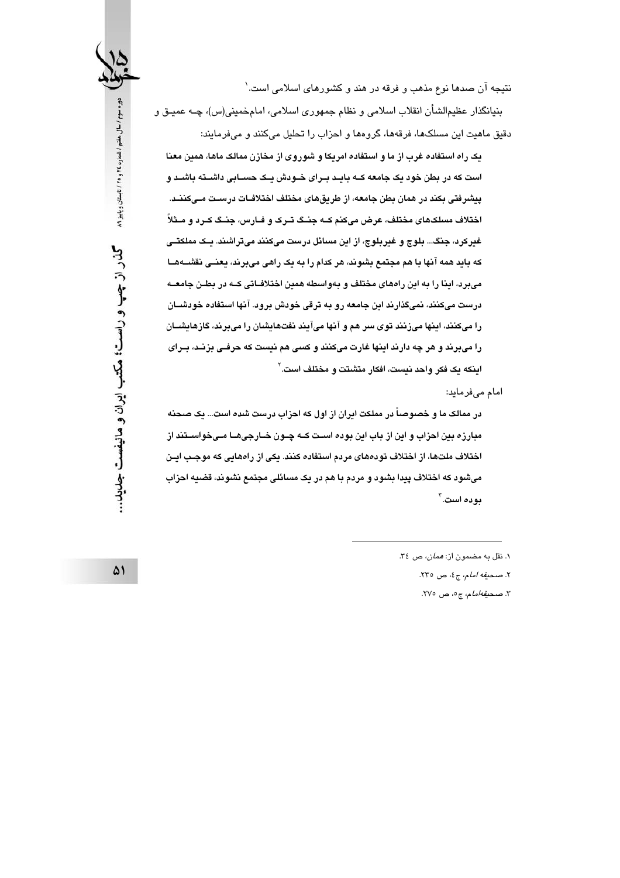نتیجه آن صدها نوع مذهب و فرقه در هند و کشورهای اسلامی است.[1]

بنیانگذار عظیم‌الشأن انقلاب اسلامی و نظام جمهوری اسلامی، امام‌خمینی(س)، چه عمیق و دقیق ماهیت این مسلک‌ها، فرقه‌ها، گروه‌ها و احزاب را تحلیل می‌کنند و می‌فرمایند:

**یک راه استفاده غرب از ما و استفاده امریکا و شوروی از مخازن ممالک ماها، همین معنا است که در بطن خود یک جامعه که باید برای خودش یک حسابی داشته باشد و پیشرفتی بکند در همان بطن جامعه، از طریق‌های مختلف اختلافات درست می‌کنند. اختلاف مسلک‌های مختلف، عرض می‌کنم که جنگ ترک و فارس، جنگ کرد و مثلاً غیرکرد، جنگ... بلوچ و غیربلوچ، از این مسائل درست می‌کنند می‌تراشند. یک مملکتی که باید همه آنها با هم مجتمع بشوند، هر کدام را به یک راهی می‌برند، یعنی نقشه‌ها می‌برد، اینا را به این راه‌های مختلف و به‌واسطه همین اختلافاتی که در بطن جامعه درست می‌کنند، نمی‌گذارند این جامعه رو به ترقی خودش برود. آنها استفاده خودشان را می‌کنند، اینها می‌زنند توی سر هم و آنها می‌آیند نفت‌هایشان را می‌برند، گازهایشان را می‌برند و هر چه دارند اینها غارت می‌کنند و کسی هم نیست که حرفی بزند، برای اینکه یک فکر واحد نیست، افکار متشتت و مختلف است.**[2]

امام می‌فرماید:

**در ممالک ما و خصوصاً در مملکت ایران از اول که احزاب درست شده است... یک صحنه مبارزه بین احزاب و این از باب این بوده است که چون خارجی‌ها می‌خواستند از اختلاف ملت‌ها، از اختلاف توده‌های مردم استفاده کنند. یکی از راه‌هایی که موجب این می‌شود که اختلاف پیدا بشود و مردم با هم در یک مسائلی مجتمع نشوند، قضیه احزاب بوده است.**[3]

---

۱. نقل به مضمون از: *همان*، ص ۳٤.

۲. *صحیفه امام*، ج٤، ص ۲۳٥.

۳. *صحیفه‌امام*، ج٥، ص ۲۷٥.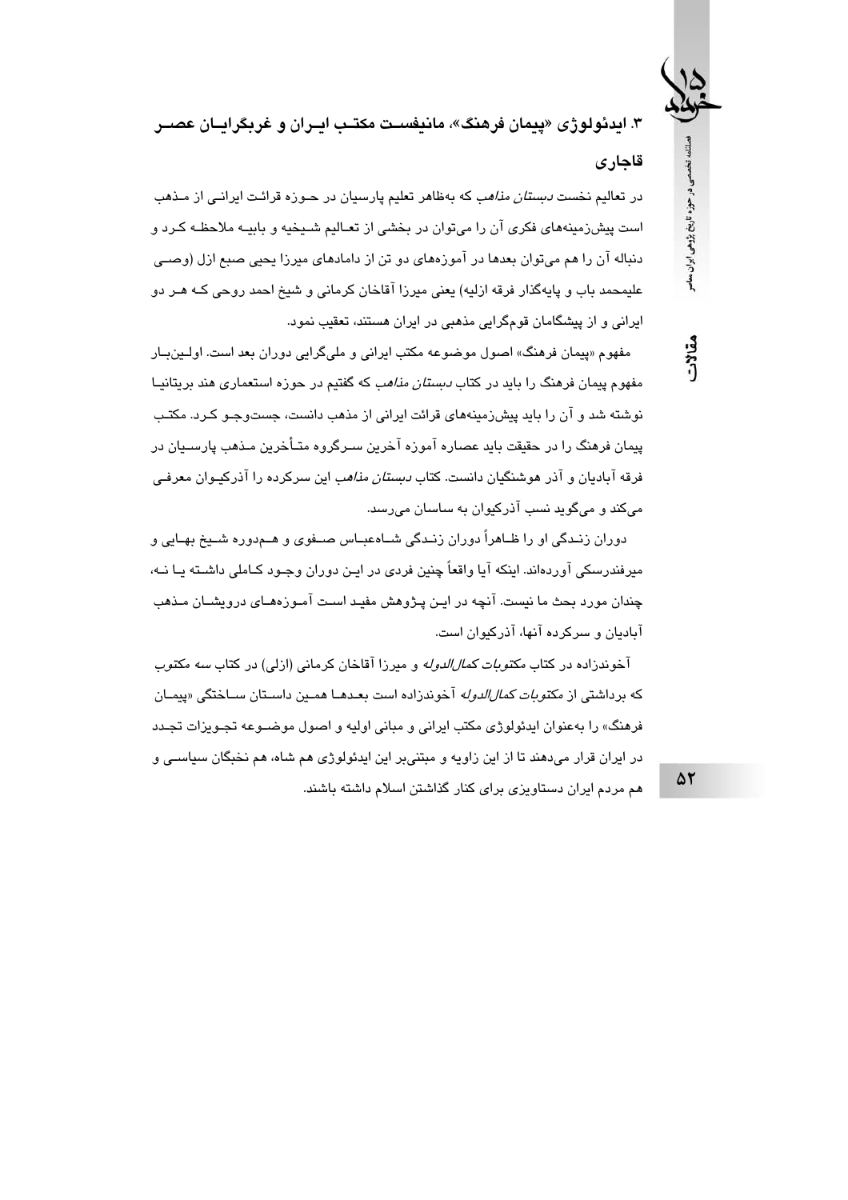## ۳. ایدئولوژی «پیمان فرهنگ»، مانیفست مکتب ایران و غربگرایان عصر قاجاری

در تعالیم نخست *دبستان مذاهب* که به‌ظاهر تعلیم پارسیان در حوزه قرائت ایرانی از مذهب است پیش‌زمینه‌های فکری آن را می‌توان در بخشی از تعالیم شیخیه و بابیه ملاحظه کرد و دنباله آن را هم می‌توان بعدها در آموزه‌های دو تن از دامادهای میرزا یحیی صبح ازل (وصی علیمحمد باب و پایه‌گذار فرقه ازلیه) یعنی میرزا آقاخان کرمانی و شیخ احمد روحی که هر دو ایرانی و از پیشگامان قوم‌گرایی مذهبی در ایران هستند، تعقیب نمود.

مفهوم «پیمان فرهنگ» اصول موضوعه مکتب ایرانی و ملی‌گرایی دوران بعد است. اولین‌بار مفهوم پیمان فرهنگ را باید در کتاب *دبستان مذاهب* که گفتیم در حوزه استعماری هند بریتانیا نوشته شد و آن را باید پیش‌زمینه‌های قرائت ایرانی از مذهب دانست، جست‌وجو کرد. مکتب پیمان فرهنگ را در حقیقت باید عصاره آموزه آخرین سرگروه متأخرین مذهب پارسیان در فرقه آبادیان و آذر هوشنگیان دانست. کتاب *دبستان مذاهب* این سرکرده را آذرکیوان معرفی می‌کند و می‌گوید نسب آذرکیوان به ساسان می‌رسد.

دوران زندگی او را ظاهراً دوران زندگی شاه‌عباس صفوی و هم‌دوره شیخ بهایی و میرفندرسکی آورده‌اند. اینکه آیا واقعاً چنین فردی در این دوران وجود کاملی داشته یا نه، چندان مورد بحث ما نیست. آنچه در این پژوهش مفید است آموزه‌های درویشان مذهب آبادیان و سرکرده آنها، آذرکیوان است.

آخوندزاده در کتاب *مکتوبات کمال‌الدوله* و میرزا آقاخان کرمانی (ازلی) در کتاب *سه مکتوب* که برداشتی از *مکتوبات کمال‌الدوله* آخوندزاده است بعدها همین داستان ساختگی «پیمان فرهنگ» را به‌عنوان ایدئولوژی مکتب ایرانی و مبانی اولیه و اصول موضوعه تجویزات تجدد در ایران قرار می‌دهند تا از این زاویه و مبتنی‌بر این ایدئولوژی هم شاه، هم نخبگان سیاسی و هم مردم ایران دستاویزی برای کنار گذاشتن اسلام داشته باشند.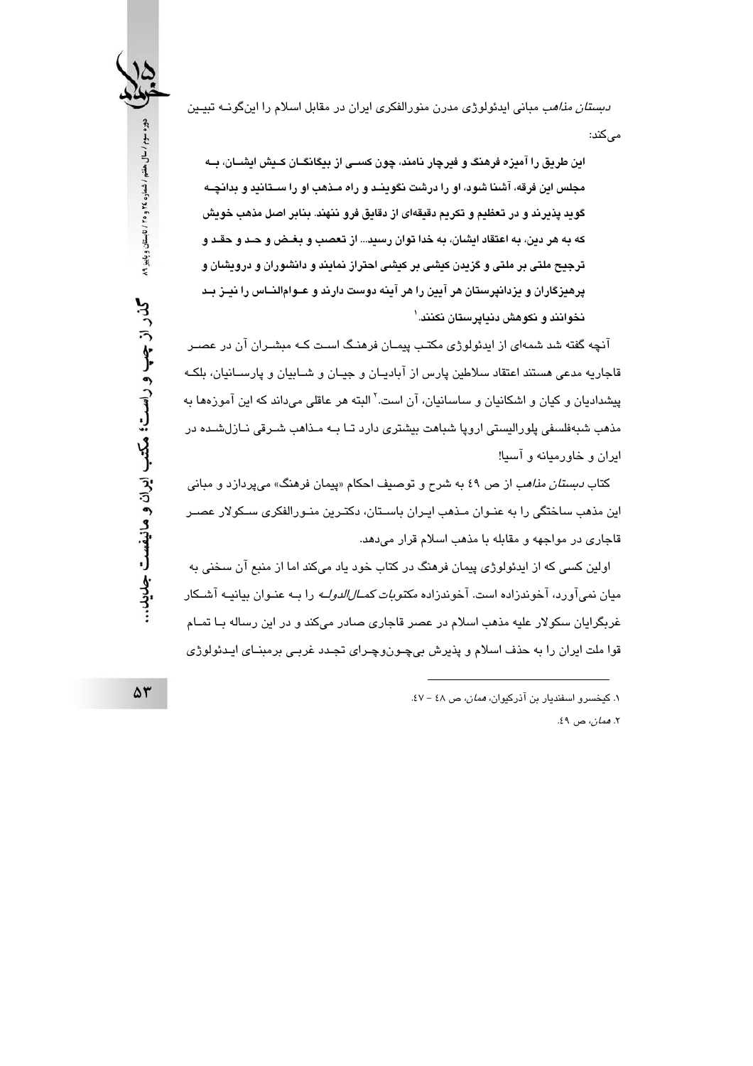*دبستان مذاهب* مبانی ایدئولوژی مدرن منورالفکری ایران در مقابل اسلام را این‌گونه تبیین می‌کند:

**این طریق را آمیزه فرهنگ و فیرچار نامند، چون کسی از بیگانگان کیش ایشان، به مجلس این فرقه، آشنا شود، او را درشت نگویند و راه مذهب او را ستانید و بدانچه گوید پذیرند و در تعظیم و تکریم دقیقه‌ای از دقایق فرو ننهند. بنابر اصل مذهب خویش که به هر دین، به اعتقاد ایشان، به خدا توان رسید... از تعصب و بغض و حسد و حقد و ترجیح ملتی بر ملتی و گزیدن کیشی بر کیشی احتراز نمایند و دانشوران و درویشان و پرهیزگاران و یزدانپرستان هر آیین را هر آینه دوست دارند و عوام‌الناس را نیز بد نخوانند و نکوهش دنیاپرستان نکنند.**[1]

آنچه گفته شد شمه‌ای از ایدئولوژی مکتب پیمان فرهنگ است که مبشران آن در عصر قاجاریه مدعی هستند اعتقاد سلاطین پارس از آبادیان و جیان و شابیان و پارسانیان، بلکه پیشدادیان و کیان و اشکانیان و ساسانیان، آن است.[2] البته هر عاقلی می‌داند که این آموزه‌ها به مذهب شبه‌فلسفی پلورالیستی اروپا شباهت بیشتری دارد تا به مذاهب شرقی نازل‌شده در ایران و خاورمیانه و آسیا!

کتاب *دبستان مذاهب* از ص ۴۹ به شرح و توصیف احکام «پیمان فرهنگ» می‌پردازد و مبانی این مذهب ساختگی را به عنوان مذهب ایران باستان، دکترین منورالفکری سکولار عصر قاجاری در مواجهه و مقابله با مذهب اسلام قرار می‌دهد.

اولین کسی که از ایدئولوژی پیمان فرهنگ در کتاب خود یاد می‌کند اما از منبع آن سخنی به میان نمی‌آورد، آخوندزاده است. آخوندزاده *مکتوبات کمال‌الدوله* را به عنوان بیانیه آشکار غربگرایان سکولار علیه مذهب اسلام در عصر قاجاری صادر می‌کند و در این رساله با تمام قوا ملت ایران را به حذف اسلام و پذیرش بی‌چون‌وچرای تجدد غربی برمبنای ایدئولوژی

---

۱. کیخسرو اسفندیار بن آذرکیوان، *همان*، ص ۴۸ – ۴۷.

۲. *همان*، ص ۴۹.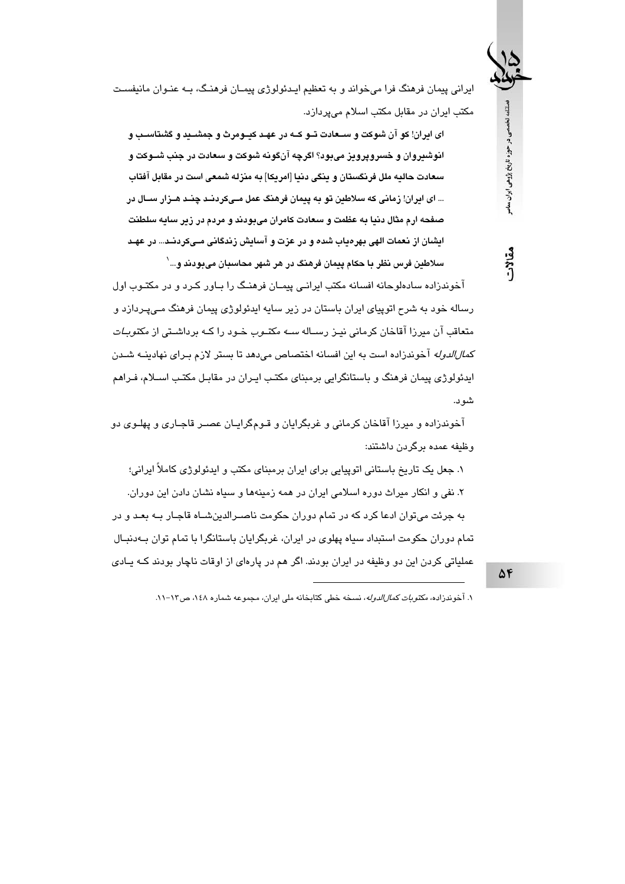ایرانی پیمان فرهنگ فرا می‌خواند و به تعظیم ایدئولوژی پیمان فرهنگ، به عنوان مانیفست مکتب ایران در مقابل مکتب اسلام می‌پردازد.

**ای ایران! کو آن شوکت و سعادت تو که در عهد کیومرث و جمشید و گشتاسب و انوشیروان و خسروپرویز می‌بود؟ اگرچه آن‌گونه شوکت و سعادت در جنب شوکت و سعادت حالیه ملل فرنگستان و ینگی دنیا [امریکا] به منزله شمعی است در مقابل آفتاب ... ای ایران! زمانی که سلاطین تو به پیمان فرهنگ عمل می‌کردند چند هزار سال در صفحه ارم مثال دنیا به عظمت و سعادت کامران می‌بودند و مردم در زیر سایه سلطنت ایشان از نعمات الهی بهره‌یاب شده و در عزت و آسایش زندگانی می‌کردند... در عهد سلاطین فرس نظر با حکام پیمان فرهنگ در هر شهر محاسبان می‌بودند و...[1]**

آخوندزاده ساده‌لوحانه افسانه مکتب ایرانی پیمان فرهنگ را باور کرد و در مکتوب اول رساله خود به شرح اتوپیای ایران باستان در زیر سایه ایدئولوژی پیمان فرهنگ می‌پردازد و متعاقب آن میرزا آقاخان کرمانی نیز رساله *سه* مکتوب خود را که برداشتی از *مکتوبات کمال‌الدوله* آخوندزاده است به این افسانه اختصاص می‌دهد تا بستر لازم برای نهادینه شدن ایدئولوژی پیمان فرهنگ و باستانگرایی برمبنای مکتب ایران در مقابل مکتب اسلام، فراهم شود.

آخوندزاده و میرزا آقاخان کرمانی و غربگرایان و قوم‌گرایان عصر قاجاری و پهلوی دو وظیفه عمده برگردن داشتند:

۱. جعل یک تاریخ باستانی اتوپیایی برای ایران برمبنای مکتب و ایدئولوژی کاملاً ایرانی؛

۲. نفی و انکار میراث دوره اسلامی ایران در همه زمینه‌ها و سیاه نشان دادن این دوران.

به جرئت می‌توان ادعا کرد که در تمام دوران حکومت ناصرالدین‌شاه قاجار به بعد و در تمام دوران حکومت استبداد سیاه پهلوی در ایران، غربگرایان باستانگرا با تمام توان به‌دنبال عملیاتی کردن این دو وظیفه در ایران بودند. اگر هم در پاره‌ای از اوقات ناچار بودند که یادی

---

۱. آخوندزاده، *مکتوبات کمال‌الدوله*، نسخه خطی کتابخانه ملی ایران، مجموعه شماره ۱۴۸، ص۱۳-۱۱.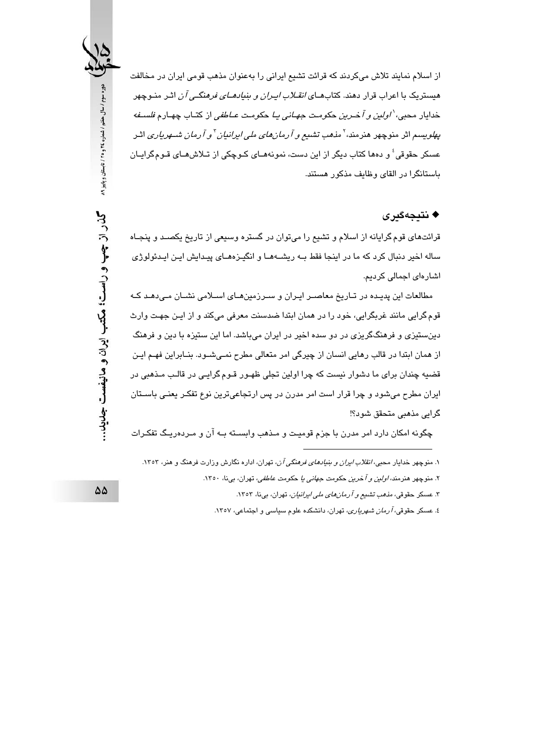از اسلام نمایند تلاش می‌کردند که قرائت تشیع ایرانی را به‌عنوان مذهب قومی ایران در مخالفت هیستریک با اعراب قرار دهند. کتاب‌های *انقلاب ایران و بنیادهای فرهنگی آن* اثر منوچهر خدایار محبی،[1] *اولین و آخرین حکومت جهانی یا حکومت عاطفی* از کتاب چهارم *فلسفه پهلویسم* اثر منوچهر هنرمند،[2] *مذهب تشیع و آرمان‌های ملی ایرانیان*[3] و *آرمان شهریاری* اثر عسکر حقوقی[4] و ده‌ها کتاب دیگر از این دست، نمونه‌های کوچکی از تلاش‌های قوم‌گرایان باستانگرا در القای وظایف مذکور هستند.

## ◆ نتیجه‌گیری

قرائت‌های قوم‌گرایانه از اسلام و تشیع را می‌توان در گستره وسیعی از تاریخ یکصد و پنجاه ساله اخیر دنبال کرد که ما در اینجا فقط به ریشه‌ها و انگیزه‌های پیدایش این ایدئولوژی اشاره‌ای اجمالی کردیم.

مطالعات این پدیده در تاریخ معاصر ایران و سرزمین‌های اسلامی نشان می‌دهد که قوم‌گرایی مانند غربگرایی، خود را در همان ابتدا ضدسنت معرفی می‌کند و از این جهت وارث دین‌ستیزی و فرهنگ‌گریزی در دو سده اخیر در ایران می‌باشد. اما این ستیزه با دین و فرهنگ از همان ابتدا در قالب رهایی انسان از چیرگی امر متعالی مطرح نمی‌شود. بنابراین فهم این قضیه چندان برای ما دشوار نیست که چرا اولین تجلی ظهور قوم‌گرایی در قالب مذهبی در ایران مطرح می‌شود و چرا قرار است امر مدرن در پس ارتجاعی‌ترین نوع تفکر یعنی باستان گرایی مذهبی متحقق شود؟!

چگونه امکان دارد امر مدرن با جزم قومیت و مذهب وابسته به آن و مرده‌ریگ تفکرات

---

۱. منوچهر خدایار محبی، *انقلاب ایران و بنیادهای فرهنگی آن*، تهران، اداره نگارش وزارت فرهنگ و هنر، ۱۳۵۳.

۲. منوچهر هنرمند، *اولین و آخرین حکومت جهانی یا حکومت عاطفی*، تهران، بی‌نا، ۱۳۵۰.

۳. عسکر حقوقی، *مذهب تشیع و آرمان‌های ملی ایرانیان*، تهران، بی‌نا، ۱۳۵۳.

٤. عسکر حقوقی، *آرمان شهریاری*، تهران، دانشکده علوم سیاسی و اجتماعی، ۱۳۵۷.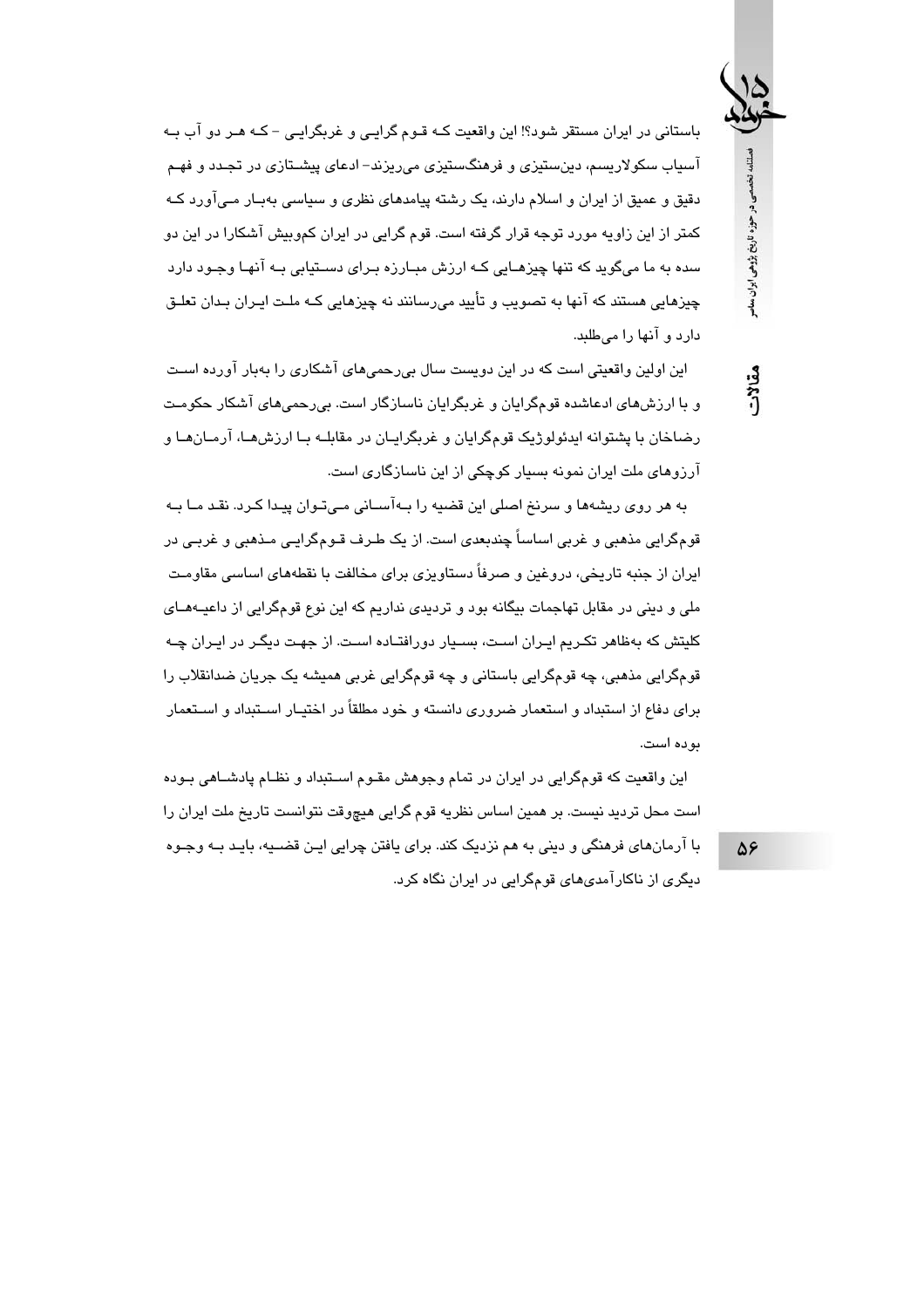باستانی در ایران مستقر شود؟! این واقعیت که قوم گرایی و غربگرایی – که هر دو آب به آسیاب سکولاریسم، دین‌ستیزی و فرهنگستیزی می‌ریزند– ادعای پیشتازی در تجدد و فهم دقیق و عمیق از ایران و اسلام دارند، یک رشته پیامدهای نظری و سیاسی به‌بار می‌آورد که کمتر از این زاویه مورد توجه قرار گرفته است. قوم گرایی در ایران کم‌وبیش آشکارا در این دو سده به ما می‌گوید که تنها چیزهایی که ارزش مبارزه برای دستیابی به آنها وجود دارد چیزهایی هستند که آنها به تصویب و تأیید می‌رسانند نه چیزهایی که ملت ایران بدان تعلق دارد و آنها را می‌طلبد.

این اولین واقعیتی است که در این دویست سال بی‌رحمی‌های آشکاری را به‌بار آورده است و با ارزش‌های ادعاشده قوم‌گرایان و غربگرایان ناسازگار است. بی‌رحمی‌های آشکار حکومت رضاخان با پشتوانه ایدئولوژیک قوم‌گرایان و غربگرایان در مقابله با ارزش‌ها، آرمان‌ها و آرزوهای ملت ایران نمونه بسیار کوچکی از این ناسازگاری است.

به هر روی ریشه‌ها و سرنخ اصلی این قضیه را به‌آسانی می‌توان پیدا کرد. نقد ما به قوم‌گرایی مذهبی و غربی اساساً چندبعدی است. از یک طرف قوم‌گرایی مذهبی و غربی در ایران از جنبه تاریخی، دروغین و صرفاً دستاویزی برای مخالفت با نقطه‌های اساسی مقاومت ملی و دینی در مقابل تهاجمات بیگانه بود و تردیدی نداریم که این نوع قوم‌گرایی از داعیه‌های کلیتش که به‌ظاهر تکریم ایران است، بسیار دورافتاده است. از جهت دیگر در ایران چه قوم‌گرایی مذهبی، چه قوم‌گرایی باستانی و چه قوم‌گرایی غربی همیشه یک جریان ضدانقلاب را برای دفاع از استبداد و استعمار ضروری دانسته و خود مطلقاً در اختیار استبداد و استعمار بوده است.

این واقعیت که قوم‌گرایی در ایران در تمام وجوهش مقوم استبداد و نظام پادشاهی بوده است محل تردید نیست. بر همین اساس نظریه قوم گرایی هیچوقت نتوانست تاریخ ملت ایران را با آرمان‌های فرهنگی و دینی به هم نزدیک کند. برای یافتن چرایی این قضیه، باید به وجوه دیگری از ناکارآمدی‌های قوم‌گرایی در ایران نگاه کرد.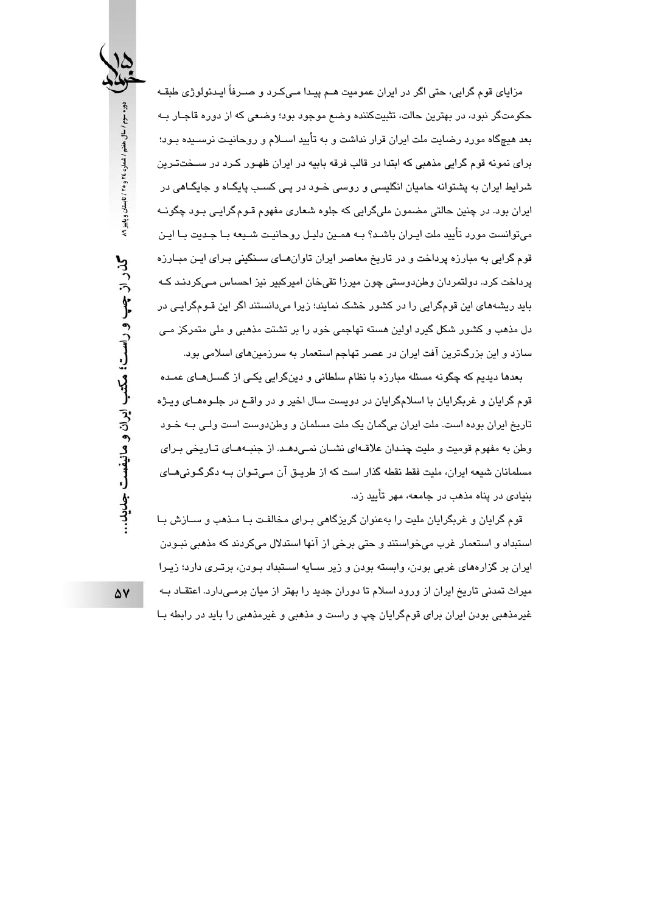مزایای قوم گرایی، حتی اگر در ایران عمومیت هم پیدا می‌کرد و صرفاً ایدئولوژی طبقه حکومت‌گر نبود، در بهترین حالت، تثبیت‌کننده وضع موجود بود؛ وضعی که از دوره قاجار به بعد هیچگاه مورد رضایت ملت ایران قرار نداشت و به تأیید اسلام و روحانیت نرسیده بود؛ برای نمونه قوم گرایی مذهبی که ابتدا در قالب فرقه بابیه در ایران ظهور کرد در سخت‌ترین شرایط ایران به پشتوانه حامیان انگلیسی و روسی خود در پی کسب پایگاه و جایگاهی در ایران بود. در چنین حالتی مضمون ملی‌گرایی که جلوه شعاری مفهوم قوم‌گرایی بود چگونه می‌توانست مورد تأیید ملت ایران باشد؟ به همین دلیل روحانیت شیعه با جدیت با این قوم گرایی به مبارزه پرداخت و در تاریخ معاصر ایران تاوان‌های سنگینی برای این مبارزه پرداخت کرد. دولتمردان وطن‌دوستی چون میرزا تقی‌خان امیرکبیر نیز احساس می‌کردند که باید ریشه‌های این قوم‌گرایی را در کشور خشک نمایند؛ زیرا می‌دانستند اگر این قوم‌گرایی در دل مذهب و کشور شکل گیرد اولین هسته تهاجمی خود را بر تشتت مذهبی و ملی متمرکز می سازد و این بزرگ‌ترین آفت ایران در عصر تهاجم استعمار به سرزمین‌های اسلامی بود.

بعدها دیدیم که چگونه مسئله مبارزه با نظام سلطانی و دین‌گرایی یکی از گسل‌های عمده قوم گرایان و غربگرایان با اسلام‌گرایان در دویست سال اخیر و در واقع در جلوه‌های ویژه تاریخ ایران بوده است. ملت ایران بی‌گمان یک ملت مسلمان و وطن‌دوست است ولی به خود وطن به مفهوم قومیت و ملیت چندان علاقه‌ای نشان نمی‌دهد. از جنبه‌های تاریخی برای مسلمانان شیعه ایران، ملیت فقط نقطه گذار است که از طریق آن می‌توان به دگرگونی‌های بنیادی در پناه مذهب در جامعه، مهر تأیید زد.

قوم گرایان و غربگرایان ملیت را به‌عنوان گریزگاهی برای مخالفت با مذهب و سازش با استبداد و استعمار غرب می‌خواستند و حتی برخی از آنها استدلال می‌کردند که مذهبی نبودن ایران بر گزاره‌های غربی بودن، وابسته بودن و زیر سایه استبداد بودن، برتری دارد؛ زیرا میراث تمدنی تاریخ ایران از ورود اسلام تا دوران جدید را بهتر از میان برمی‌دارد. اعتقاد به غیرمذهبی بودن ایران برای قوم‌گرایان چپ و راست و مذهبی و غیرمذهبی را باید در رابطه با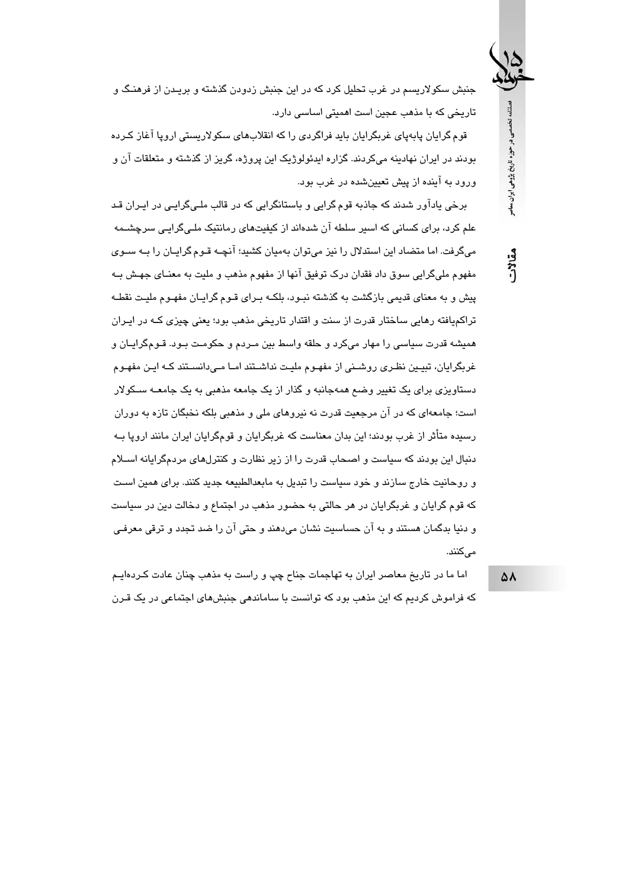جنبش سکولاریسم در غرب تحلیل کرد که در این جنبش زدودن گذشته و بریدن از فرهنگ و تاریخی که با مذهب عجین است اهمیتی اساسی دارد.

قوم گرایان پابه‌پای غربگرایان باید فراگردی را که انقلاب‌های سکولاریستی اروپا آغاز کرده بودند در ایران نهادینه می‌کردند. گزاره ایدئولوژیک این پروژه، گریز از گذشته و متعلقات آن و ورود به آینده از پیش تعیین‌شده در غرب بود.

برخی یادآور شدند که جاذبه قوم گرایی و باستانگرایی که در قالب ملی‌گرایی در ایران قد علم کرد، برای کسانی که اسیر سلطه آن شده‌اند از کیفیت‌های رمانتیک ملی‌گرایی سرچشمه می‌گرفت. اما متضاد این استدلال را نیز می‌توان به‌میان کشید؛ آنچه قوم‌گرایان را به سوی مفهوم ملی‌گرایی سوق داد فقدان درک توفیق آنها از مفهوم مذهب و ملیت به معنای جهش به پیش و به معنای قدیمی بازگشت به گذشته نبود، بلکه برای قوم گرایان مفهوم ملیت نقطه تراکم‌یافته رهایی ساختار قدرت از سنت و اقتدار تاریخی مذهب بود؛ یعنی چیزی که در ایران همیشه قدرت سیاسی را مهار می‌کرد و حلقه واسط بین مردم و حکومت بود. قوم‌گرایان و غربگرایان، تبیین نظری روشنی از مفهوم ملیت نداشتند اما می‌دانستند که این مفهوم دستاویزی برای یک تغییر وضع همه‌جانبه و گذار از یک جامعه مذهبی به یک جامعه سکولار است؛ جامعه‌ای که در آن مرجعیت قدرت نه نیروهای ملی و مذهبی بلکه نخبگان تازه به دوران رسیده متأثر از غرب بودند؛ این بدان معناست که غربگرایان و قومگرایان ایران مانند اروپا به دنبال این بودند که سیاست و اصحاب قدرت را از زیر نظارت و کنترل‌های مردمگرایانه اسلام و روحانیت خارج سازند و خود سیاست را تبدیل به مابعدالطبیعه جدید کنند. برای همین است که قوم گرایان و غربگرایان در هر حالتی به حضور مذهب در اجتماع و دخالت دین در سیاست و دنیا بدگمان هستند و به آن حساسیت نشان می‌دهند و حتی آن را ضد تجدد و ترقی معرفی می‌کنند.

اما ما در تاریخ معاصر ایران به تهاجمات جناح چپ و راست به مذهب چنان عادت کرده‌ایم که فراموش کردیم که این مذهب بود که توانست با ساماندهی جنبش‌های اجتماعی در یک قرن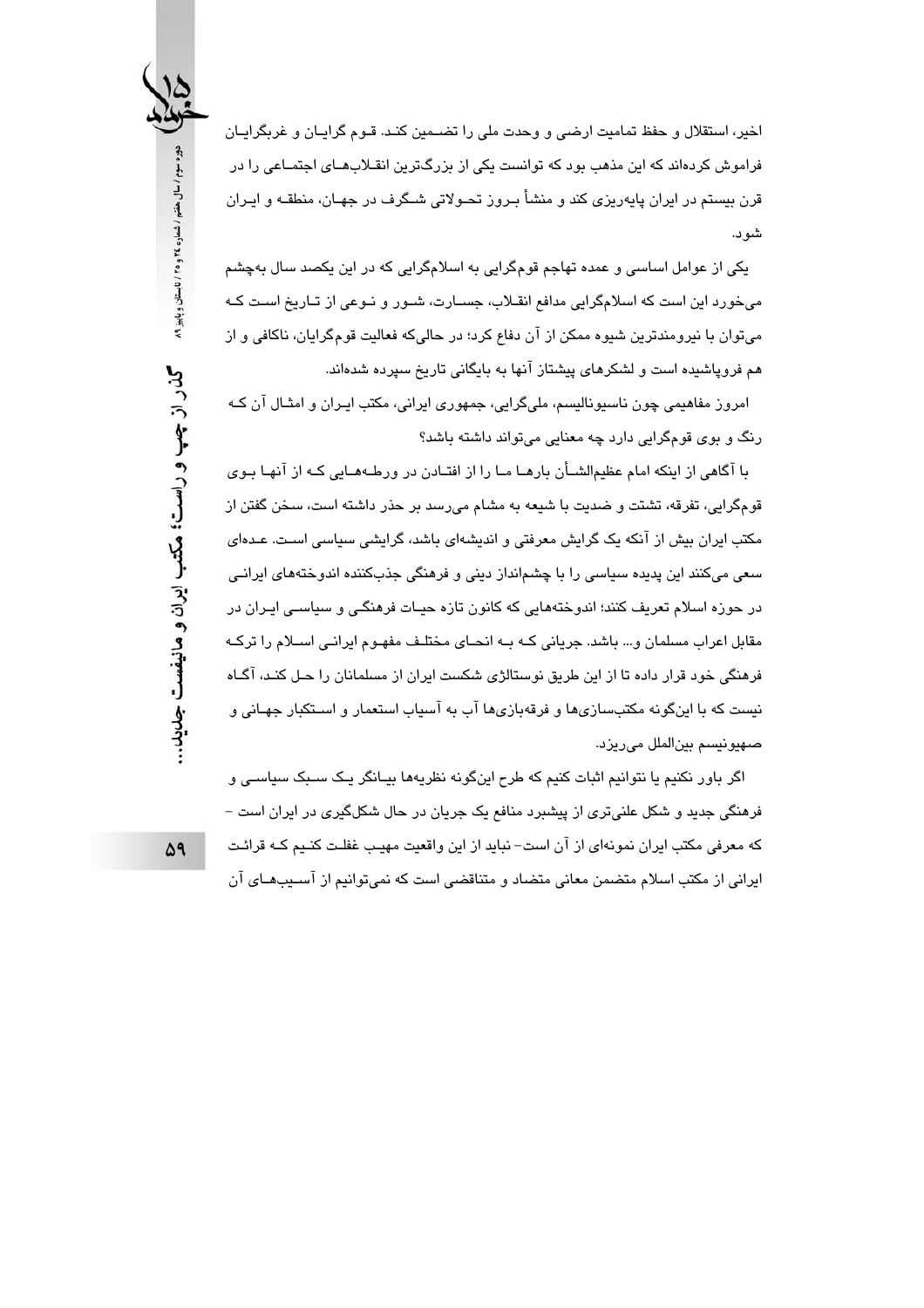اخیر، استقلال و حفظ تمامیت ارضی و وحدت ملی را تضمین کند. قوم گرایان و غربگرایان فراموش کرده‌اند که این مذهب بود که توانست یکی از بزرگ‌ترین انقلاب‌های اجتماعی را در قرن بیستم در ایران پایه‌ریزی کند و منشأ بروز تحولاتی شگرف در جهان، منطقه و ایران شود.

یکی از عوامل اساسی و عمده تهاجم قوم‌گرایی به اسلام‌گرایی که در این یکصد سال به‌چشم می‌خورد این است که اسلام‌گرایی مدافع انقلاب، جسارت، شور و نوعی از تاریخ است که می‌توان با نیرومندترین شیوه ممکن از آن دفاع کرد؛ در حالی‌که فعالیت قوم‌گرایان، ناکافی و از هم فروپاشیده است و لشکرهای پیشتاز آنها به بایگانی تاریخ سپرده شده‌اند.

امروز مفاهیمی چون ناسیونالیسم، ملی‌گرایی، جمهوری ایرانی، مکتب ایران و امثال آن که رنگ و بوی قوم‌گرایی دارد چه معنایی می‌تواند داشته باشد؟

با آگاهی از اینکه امام عظیم‌الشأن بارها ما را از افتادن در ورطه‌هایی که از آنها بوی قوم‌گرایی، تفرقه، تشتت و ضدیت با شیعه به مشام می‌رسد بر حذر داشته است، سخن گفتن از مکتب ایران بیش از آنکه یک گرایش معرفتی و اندیشه‌ای باشد، گرایشی سیاسی است. عده‌ای سعی می‌کنند این پدیده سیاسی را با چشم‌انداز دینی و فرهنگی جذب‌کننده اندوخته‌های ایرانی در حوزه اسلام تعریف کنند؛ اندوخته‌هایی که کانون تازه حیات فرهنگی و سیاسی ایران در مقابل اعراب مسلمان و... باشد. جریانی که به انحای مختلف مفهوم ایرانی اسلام را ترکه فرهنگی خود قرار داده تا از این طریق نوستالژی شکست ایران از مسلمانان را حل کند، آگاه نیست که با این‌گونه مکتب‌سازی‌ها و فرقه‌بازی‌ها آب به آسیاب استعمار و استکبار جهانی و صهیونیسم بین‌الملل می‌ریزد.

اگر باور نکنیم یا نتوانیم اثبات کنیم که طرح این‌گونه نظریه‌ها بیانگر یک سبک سیاسی و فرهنگی جدید و شکل علنی‌تری از پیشبرد منافع یک جریان در حال شکل‌گیری در ایران است – که معرفی مکتب ایران نمونه‌ای از آن است- نباید از این واقعیت مهیب غفلت کنیم که قرائت ایرانی از مکتب اسلام متضمن معانی متضاد و متناقضی است که نمی‌توانیم از آسیب‌های آن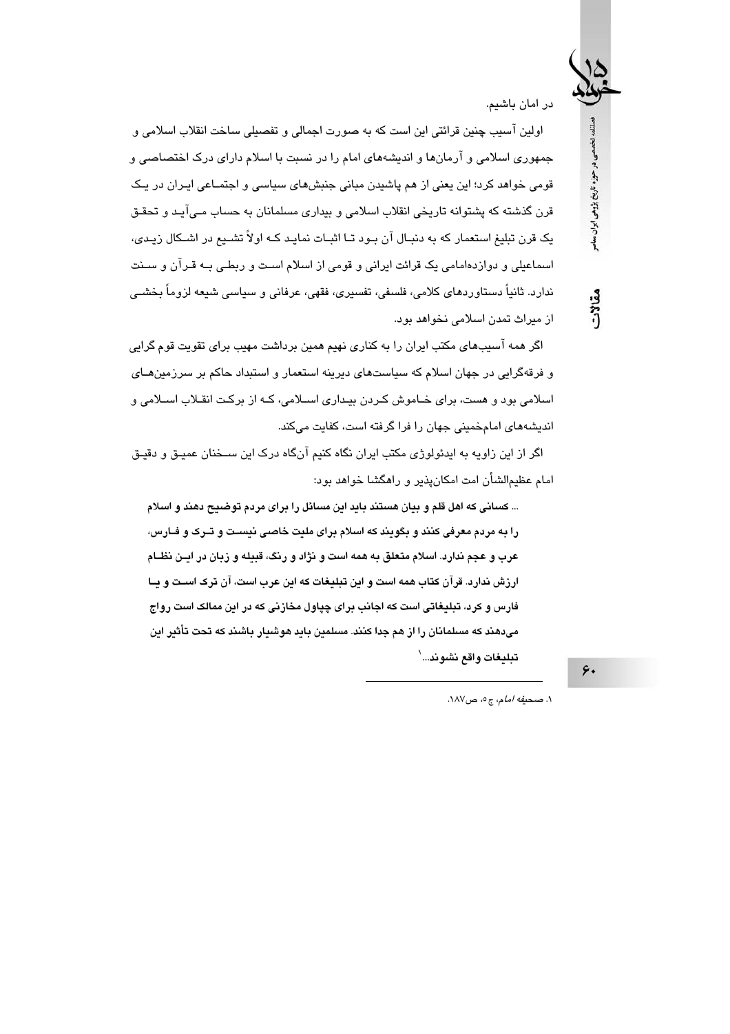در امان باشیم.

اولین آسیب چنین قرائتی این است که به صورت اجمالی و تفصیلی ساخت انقلاب اسلامی و جمهوری اسلامی و آرمان‌ها و اندیشه‌های امام را در نسبت با اسلام دارای درک اختصاصی و قومی خواهد کرد؛ این یعنی از هم پاشیدن مبانی جنبش‌های سیاسی و اجتماعی ایران در یک قرن گذشته که پشتوانه تاریخی انقلاب اسلامی و بیداری مسلمانان به حساب می‌آید و تحقق یک قرن تبلیغ استعمار که به دنبال آن بود تا اثبات نماید که اولاً تشیع در اشکال زیدی، اسماعیلی و دوازده‌امامی یک قرائت ایرانی و قومی از اسلام است و ربطی به قرآن و سنت ندارد. ثانیاً دستاوردهای کلامی، فلسفی، تفسیری، فقهی، عرفانی و سیاسی شیعه لزوماً بخشی از میراث تمدن اسلامی نخواهد بود.

اگر همه آسیب‌های مکتب ایران را به کناری نهیم همین برداشت مهیب برای تقویت قوم گرایی و فرقه‌گرایی در جهان اسلام که سیاست‌های دیرینه استعمار و استبداد حاکم بر سرزمین‌های اسلامی بود و هست، برای خاموش کردن بیداری اسلامی، که از برکت انقلاب اسلامی و اندیشه‌های امام‌خمینی جهان را فرا گرفته است، کفایت می‌کند.

اگر از این زاویه به ایدئولوژی مکتب ایران نگاه کنیم آن‌گاه درک این سخنان عمیق و دقیق امام عظیم‌الشأن امت امکان‌پذیر و راهگشا خواهد بود:

**... کسانی که اهل قلم و بیان هستند باید این مسائل را برای مردم توضیح دهند و اسلام را به مردم معرفی کنند و بگویند که اسلام برای ملیت خاصی نیست و ترک و فارس، عرب و عجم ندارد. اسلام متعلق به همه است و نژاد و رنگ، قبیله و زبان در این نظام ارزش ندارد. قرآن کتاب همه است و این تبلیغات که این عرب است، آن ترک است و یا فارس و کرد، تبلیغاتی است که اجانب برای چپاول مخازنی که در این ممالک است رواج می‌دهند که مسلمانان را از هم جدا کنند. مسلمین باید هوشیار باشند که تحت تأثیر این تبلیغات واقع نشوند...**[1]

---

۱. صحیفه *امام*، ج۵، ص۱۸۷.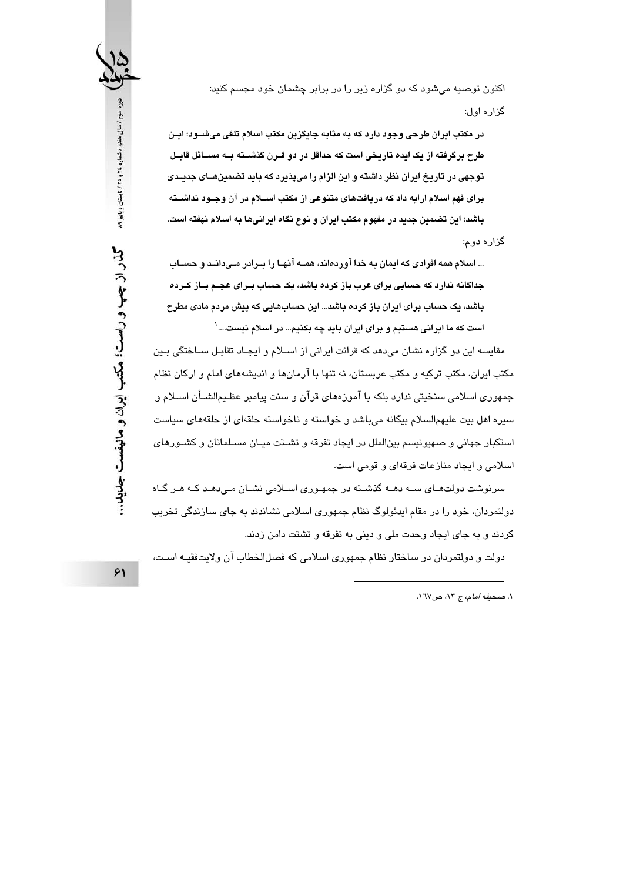اکنون توصیه می‌شود که دو گزاره زیر را در برابر چشمان خود مجسم کنید:

گزاره اول:

**در مکتب ایران طرحی وجود دارد که به مثابه جایگزین مکتب اسلام تلقی می‌شود؛ این طرح برگرفته از یک ایده تاریخی است که حداقل در دو قرن گذشته به مسائل قابل توجهی در تاریخ ایران نظر داشته و این الزام را می‌پذیرد که باید تضمین‌های جدیدی برای فهم اسلام ارایه داد که دریافت‌های متنوعی از مکتب اسلام در آن وجود نداشته باشد؛ این تضمین جدید در مفهوم مکتب ایران و نوع نگاه ایرانی‌ها به اسلام نهفته است.**

گزاره دوم:

**... اسلام همه افرادی که ایمان به خدا آورده‌اند، همه آنها را برادر می‌داند و حساب جداگانه ندارد که حسابی برای عرب باز کرده باشد، یک حساب برای عجم باز کرده باشد، یک حساب برای ایران باز کرده باشد... این حساب‌هایی که پیش مردم مادی مطرح است که ما ایرانی هستیم و برای ایران باید چه بکنیم... در اسلام نیست....**[1]

مقایسه این دو گزاره نشان می‌دهد که قرائت ایرانی از اسلام و ایجاد تقابل ساختگی بین مکتب ایران، مکتب ترکیه و مکتب عربستان، نه تنها با آرمان‌ها و اندیشه‌های امام و ارکان نظام جمهوری اسلامی سنخیتی ندارد بلکه با آموزه‌های قرآن و سنت پیامبر عظیم‌الشأن اسلام و سیره اهل بیت علیهم‌السلام بیگانه می‌باشد و خواسته و ناخواسته حلقه‌ای از حلقه‌های سیاست استکبار جهانی و صهیونیسم بین‌الملل در ایجاد تفرقه و تشتت میان مسلمانان و کشورهای اسلامی و ایجاد منازعات فرقه‌ای و قومی است.

سرنوشت دولت‌های سه دهه گذشته در جمهوری اسلامی نشان می‌دهد که هر گاه دولتمردان، خود را در مقام ایدئولوگ نظام جمهوری اسلامی نشاندند به جای سازندگی تخریب کردند و به جای ایجاد وحدت ملی و دینی به تفرقه و تشتت دامن زدند.

دولت و دولتمردان در ساختار نظام جمهوری اسلامی که فصل‌الخطاب آن ولایت‌فقیه است،

---

۱. *صحیفه امام*، ج ۱۳، ص۱٦۷.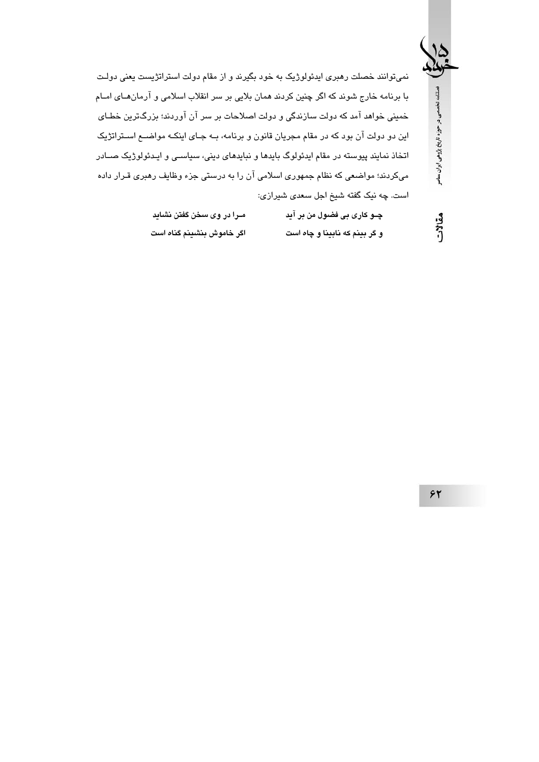نمی‌توانند خصلت رهبری ایدئولوژیک به خود بگیرند و از مقام دولت استراتژیست یعنی دولت با برنامه خارج شوند که اگر چنین کردند همان بلایی بر سر انقلاب اسلامی و آرمان‌های امام خمینی خواهد آمد که دولت سازندگی و دولت اصلاحات بر سر آن آوردند؛ بزرگ‌ترین خطای این دو دولت آن بود که در مقام مجریان قانون و برنامه، به جای اینکه مواضع استراتژیک اتخاذ نمایند پیوسته در مقام ایدئولوگ بایدها و نبایدهای دینی، سیاسی و ایدئولوژیک صادر می‌کردند؛ مواضعی که نظام جمهوری اسلامی آن را به درستی جزء وظایف رهبری قرار داده است. چه نیک گفته شیخ اجل سعدی شیرازی:

**چو کاری بی فضول من بر آید — مرا در وی سخن گفتن نشاید**

**و گر بینم که نابینا و چاه است — اگر خاموش بنشینم گناه است**